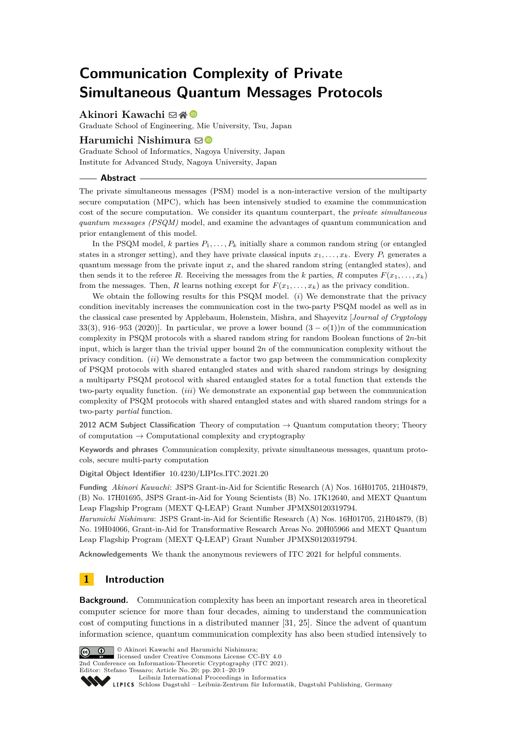# Communication Complexity of Private Simultaneous Quantum Messages Protocols

**Akinori Kawachi**
Graduate School of Engineering, Mie University, Tsu, Japan

**Harumichi Nishimura**
Graduate School of Informatics, Nagoya University, Japan
Institute for Advanced Study, Nagoya University, Japan

## Abstract

The private simultaneous messages (PSM) model is a non-interactive version of the multiparty secure computation (MPC), which has been intensively studied to examine the communication cost of the secure computation. We consider its quantum counterpart, the *private simultaneous quantum messages (PSQM)* model, and examine the advantages of quantum communication and prior entanglement of this model.

In the PSQM model, $k$ parties $P_1, \ldots, P_k$ initially share a common random string (or entangled states in a stronger setting), and they have private classical inputs $x_1, \ldots, x_k$. Every $P_i$ generates a quantum message from the private input $x_i$ and the shared random string (entangled states), and then sends it to the referee $R$. Receiving the messages from the $k$ parties, $R$ computes $F(x_1, \ldots, x_k)$ from the messages. Then, $R$ learns nothing except for $F(x_1, \ldots, x_k)$ as the privacy condition.

We obtain the following results for this PSQM model. $(i)$ We demonstrate that the privacy condition inevitably increases the communication cost in the two-party PSQM model as well as in the classical case presented by Applebaum, Holenstein, Mishra, and Shayevitz [*Journal of Cryptology* 33(3), 916–953 (2020)]. In particular, we prove a lower bound $(3 - o(1))n$ of the communication complexity in PSQM protocols with a shared random string for random Boolean functions of $2n$-bit input, which is larger than the trivial upper bound $2n$ of the communication complexity without the privacy condition. $(ii)$ We demonstrate a factor two gap between the communication complexity of PSQM protocols with shared entangled states and with shared random strings by designing a multiparty PSQM protocol with shared entangled states for a total function that extends the two-party equality function. $(iii)$ We demonstrate an exponential gap between the communication complexity of PSQM protocols with shared entangled states and with shared random strings for a two-party *partial* function.

**2012 ACM Subject Classification** Theory of computation → Quantum computation theory; Theory of computation → Computational complexity and cryptography

**Keywords and phrases** Communication complexity, private simultaneous messages, quantum protocols, secure multi-party computation

**Digital Object Identifier** 10.4230/LIPIcs.ITC.2021.20

**Funding** *Akinori Kawachi*: JSPS Grant-in-Aid for Scientific Research (A) Nos. 16H01705, 21H04879, (B) No. 17H01695, JSPS Grant-in-Aid for Young Scientists (B) No. 17K12640, and MEXT Quantum Leap Flagship Program (MEXT Q-LEAP) Grant Number JPMXS0120319794.
*Harumichi Nishimura*: JSPS Grant-in-Aid for Scientific Research (A) Nos. 16H01705, 21H04879, (B) No. 19H04066, Grant-in-Aid for Transformative Research Areas No. 20H05966 and MEXT Quantum Leap Flagship Program (MEXT Q-LEAP) Grant Number JPMXS0120319794.

**Acknowledgements** We thank the anonymous reviewers of ITC 2021 for helpful comments.

## 1 Introduction

**Background.** Communication complexity has been an important research area in theoretical computer science for more than four decades, aiming to understand the communication cost of computing functions in a distributed manner [31, 25]. Since the advent of quantum information science, quantum communication complexity has also been studied intensively to

© Akinori Kawachi and Harumichi Nishimura;
licensed under Creative Commons License CC-BY 4.0
2nd Conference on Information-Theoretic Cryptography (ITC 2021).
Editor: Stefano Tessaro; Article No. 20; pp. 20:1–20:19
Leibniz International Proceedings in Informatics
Schloss Dagstuhl – Leibniz-Zentrum für Informatik, Dagstuhl Publishing, Germany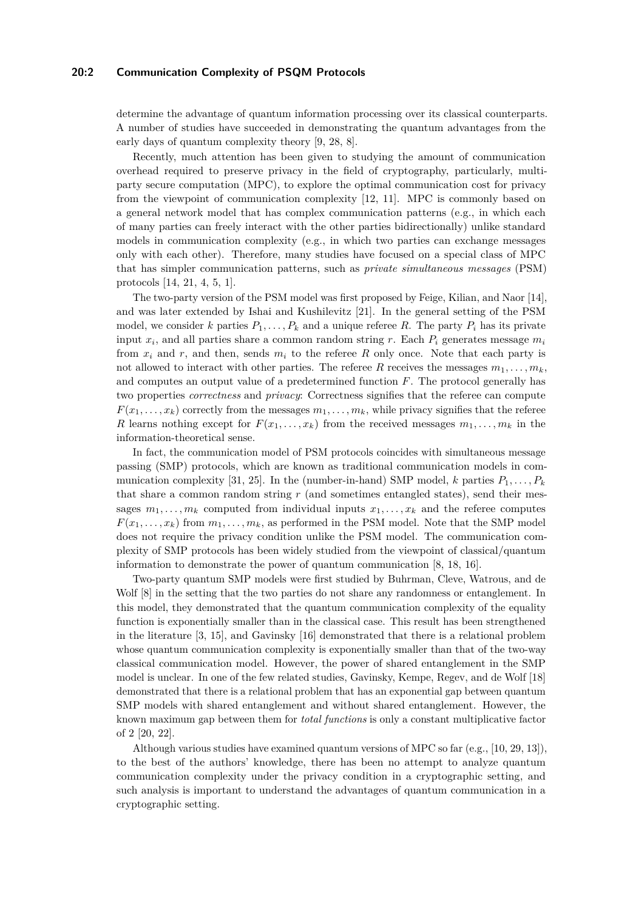determine the advantage of quantum information processing over its classical counterparts. A number of studies have succeeded in demonstrating the quantum advantages from the early days of quantum complexity theory [9, 28, 8].

Recently, much attention has been given to studying the amount of communication overhead required to preserve privacy in the field of cryptography, particularly, multi-party secure computation (MPC), to explore the optimal communication cost for privacy from the viewpoint of communication complexity [12, 11]. MPC is commonly based on a general network model that has complex communication patterns (e.g., in which each of many parties can freely interact with the other parties bidirectionally) unlike standard models in communication complexity (e.g., in which two parties can exchange messages only with each other). Therefore, many studies have focused on a special class of MPC that has simpler communication patterns, such as *private simultaneous messages* (PSM) protocols [14, 21, 4, 5, 1].

The two-party version of the PSM model was first proposed by Feige, Kilian, and Naor [14], and was later extended by Ishai and Kushilevitz [21]. In the general setting of the PSM model, we consider $k$ parties $P_1, \ldots, P_k$ and a unique referee $R$. The party $P_i$ has its private input $x_i$, and all parties share a common random string $r$. Each $P_i$ generates message $m_i$ from $x_i$ and $r$, and then, sends $m_i$ to the referee $R$ only once. Note that each party is not allowed to interact with other parties. The referee $R$ receives the messages $m_1, \ldots, m_k$, and computes an output value of a predetermined function $F$. The protocol generally has two properties *correctness* and *privacy*: Correctness signifies that the referee can compute $F(x_1, \ldots, x_k)$ correctly from the messages $m_1, \ldots, m_k$, while privacy signifies that the referee $R$ learns nothing except for $F(x_1, \ldots, x_k)$ from the received messages $m_1, \ldots, m_k$ in the information-theoretical sense.

In fact, the communication model of PSM protocols coincides with simultaneous message passing (SMP) protocols, which are known as traditional communication models in communication complexity [31, 25]. In the (number-in-hand) SMP model, $k$ parties $P_1, \ldots, P_k$ that share a common random string $r$ (and sometimes entangled states), send their messages $m_1, \ldots, m_k$ computed from individual inputs $x_1, \ldots, x_k$ and the referee computes $F(x_1, \ldots, x_k)$ from $m_1, \ldots, m_k$, as performed in the PSM model. Note that the SMP model does not require the privacy condition unlike the PSM model. The communication complexity of SMP protocols has been widely studied from the viewpoint of classical/quantum information to demonstrate the power of quantum communication [8, 18, 16].

Two-party quantum SMP models were first studied by Buhrman, Cleve, Watrous, and de Wolf [8] in the setting that the two parties do not share any randomness or entanglement. In this model, they demonstrated that the quantum communication complexity of the equality function is exponentially smaller than in the classical case. This result has been strengthened in the literature [3, 15], and Gavinsky [16] demonstrated that there is a relational problem whose quantum communication complexity is exponentially smaller than that of the two-way classical communication model. However, the power of shared entanglement in the SMP model is unclear. In one of the few related studies, Gavinsky, Kempe, Regev, and de Wolf [18] demonstrated that there is a relational problem that has an exponential gap between quantum SMP models with shared entanglement and without shared entanglement. However, the known maximum gap between them for *total functions* is only a constant multiplicative factor of 2 [20, 22].

Although various studies have examined quantum versions of MPC so far (e.g., [10, 29, 13]), to the best of the authors' knowledge, there has been no attempt to analyze quantum communication complexity under the privacy condition in a cryptographic setting, and such analysis is important to understand the advantages of quantum communication in a cryptographic setting.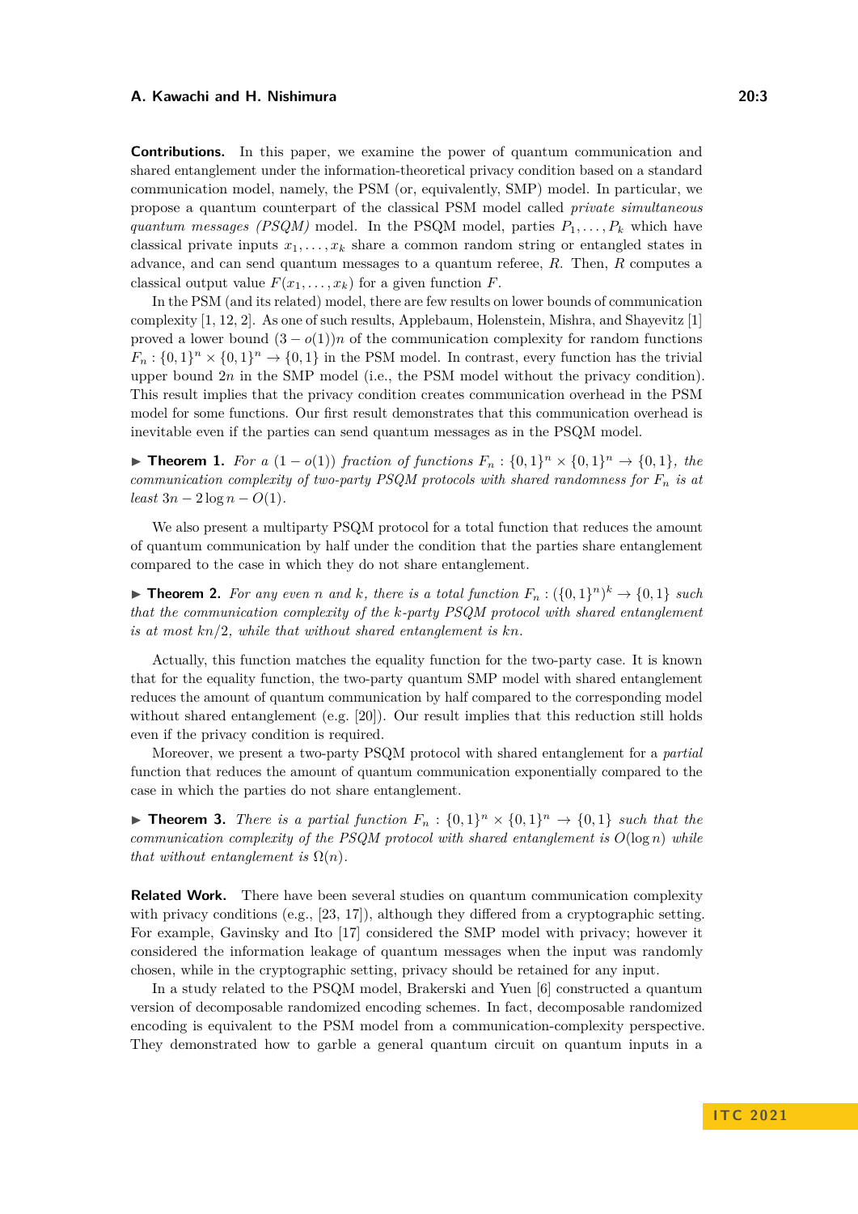**Contributions.** In this paper, we examine the power of quantum communication and shared entanglement under the information-theoretical privacy condition based on a standard communication model, namely, the PSM (or, equivalently, SMP) model. In particular, we propose a quantum counterpart of the classical PSM model called *private simultaneous quantum messages (PSQM)* model. In the PSQM model, parties $P_1, \ldots, P_k$ which have classical private inputs $x_1, \ldots, x_k$ share a common random string or entangled states in advance, and can send quantum messages to a quantum referee, $R$. Then, $R$ computes a classical output value $F(x_1, \ldots, x_k)$ for a given function $F$.

In the PSM (and its related) model, there are few results on lower bounds of communication complexity [1, 12, 2]. As one of such results, Applebaum, Holenstein, Mishra, and Shayevitz [1] proved a lower bound $(3 - o(1))n$ of the communication complexity for random functions $F_n : \{0,1\}^n \times \{0,1\}^n \to \{0,1\}$ in the PSM model. In contrast, every function has the trivial upper bound $2n$ in the SMP model (i.e., the PSM model without the privacy condition). This result implies that the privacy condition creates communication overhead in the PSM model for some functions. Our first result demonstrates that this communication overhead is inevitable even if the parties can send quantum messages as in the PSQM model.

▶ **Theorem 1.** *For a $(1 - o(1))$ fraction of functions $F_n : \{0,1\}^n \times \{0,1\}^n \to \{0,1\}$, the communication complexity of two-party PSQM protocols with shared randomness for $F_n$ is at least $3n - 2\log n - O(1)$.*

We also present a multiparty PSQM protocol for a total function that reduces the amount of quantum communication by half under the condition that the parties share entanglement compared to the case in which they do not share entanglement.

▶ **Theorem 2.** *For any even $n$ and $k$, there is a total function $F_n : (\{0,1\}^n)^k \to \{0,1\}$ such that the communication complexity of the $k$-party PSQM protocol with shared entanglement is at most $kn/2$, while that without shared entanglement is $kn$.*

Actually, this function matches the equality function for the two-party case. It is known that for the equality function, the two-party quantum SMP model with shared entanglement reduces the amount of quantum communication by half compared to the corresponding model without shared entanglement (e.g. [20]). Our result implies that this reduction still holds even if the privacy condition is required.

Moreover, we present a two-party PSQM protocol with shared entanglement for a *partial* function that reduces the amount of quantum communication exponentially compared to the case in which the parties do not share entanglement.

▶ **Theorem 3.** *There is a partial function $F_n : \{0,1\}^n \times \{0,1\}^n \to \{0,1\}$ such that the communication complexity of the PSQM protocol with shared entanglement is $O(\log n)$ while that without entanglement is $\Omega(n)$.*

**Related Work.** There have been several studies on quantum communication complexity with privacy conditions (e.g., [23, 17]), although they differed from a cryptographic setting. For example, Gavinsky and Ito [17] considered the SMP model with privacy; however it considered the information leakage of quantum messages when the input was randomly chosen, while in the cryptographic setting, privacy should be retained for any input.

In a study related to the PSQM model, Brakerski and Yuen [6] constructed a quantum version of decomposable randomized encoding schemes. In fact, decomposable randomized encoding is equivalent to the PSM model from a communication-complexity perspective. They demonstrated how to garble a general quantum circuit on quantum inputs in a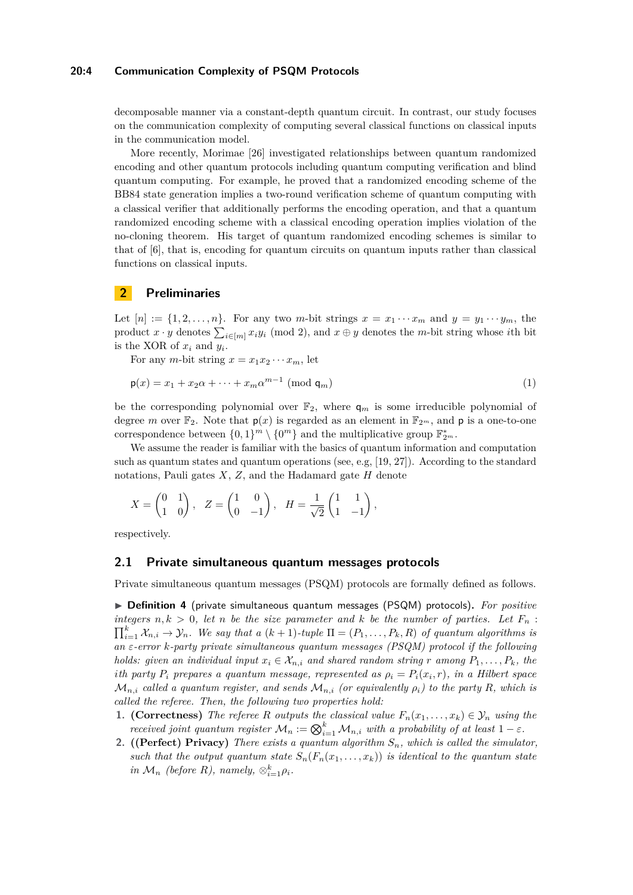decomposable manner via a constant-depth quantum circuit. In contrast, our study focuses on the communication complexity of computing several classical functions on classical inputs in the communication model.

More recently, Morimae [26] investigated relationships between quantum randomized encoding and other quantum protocols including quantum computing verification and blind quantum computing. For example, he proved that a randomized encoding scheme of the BB84 state generation implies a two-round verification scheme of quantum computing with a classical verifier that additionally performs the encoding operation, and that a quantum randomized encoding scheme with a classical encoding operation implies violation of the no-cloning theorem. His target of quantum randomized encoding schemes is similar to that of [6], that is, encoding for quantum circuits on quantum inputs rather than classical functions on classical inputs.

## 2 Preliminaries

Let $[n] := \{1, 2, \ldots, n\}$. For any two $m$-bit strings $x = x_1 \cdots x_m$ and $y = y_1 \cdots y_m$, the product $x \cdot y$ denotes $\sum_{i \in [m]} x_i y_i \pmod 2$, and $x \oplus y$ denotes the $m$-bit string whose $i$th bit is the XOR of $x_i$ and $y_i$.

For any $m$-bit string $x = x_1 x_2 \cdots x_m$, let

$$\mathsf{p}(x) = x_1 + x_2\alpha + \cdots + x_m\alpha^{m-1} \pmod{\mathsf{q}_m} \tag{1}$$

be the corresponding polynomial over $\mathbb{F}_2$, where $\mathsf{q}_m$ is some irreducible polynomial of degree $m$ over $\mathbb{F}_2$. Note that $\mathsf{p}(x)$ is regarded as an element in $\mathbb{F}_{2^m}$, and $\mathsf{p}$ is a one-to-one correspondence between $\{0,1\}^m \setminus \{0^m\}$ and the multiplicative group $\mathbb{F}_{2^m}^*$.

We assume the reader is familiar with the basics of quantum information and computation such as quantum states and quantum operations (see, e.g, [19, 27]). According to the standard notations, Pauli gates $X$, $Z$, and the Hadamard gate $H$ denote

$$X = \begin{pmatrix} 0 & 1 \\ 1 & 0 \end{pmatrix}, \quad Z = \begin{pmatrix} 1 & 0 \\ 0 & -1 \end{pmatrix}, \quad H = \frac{1}{\sqrt{2}} \begin{pmatrix} 1 & 1 \\ 1 & -1 \end{pmatrix},$$

respectively.

### 2.1 Private simultaneous quantum messages protocols

Private simultaneous quantum messages (PSQM) protocols are formally defined as follows.

▶ **Definition 4** (private simultaneous quantum messages (PSQM) protocols)**.** *For positive integers $n, k > 0$, let $n$ be the size parameter and $k$ be the number of parties. Let $F_n : \prod_{i=1}^{k} \mathcal{X}_{n,i} \to \mathcal{Y}_n$. We say that a $(k+1)$-tuple $\Pi = (P_1, \ldots, P_k, R)$ of quantum algorithms is an $\varepsilon$-error $k$-party private simultaneous quantum messages (PSQM) protocol if the following holds: given an individual input $x_i \in \mathcal{X}_{n,i}$ and shared random string $r$ among $P_1, \ldots, P_k$, the $i$th party $P_i$ prepares a quantum message, represented as $\rho_i = P_i(x_i, r)$, in a Hilbert space $\mathcal{M}_{n,i}$ called a quantum register, and sends $\mathcal{M}_{n,i}$ (or equivalently $\rho_i$) to the party $R$, which is called the referee. Then, the following two properties hold:*

1. **(Correctness)** *The referee $R$ outputs the classical value $F_n(x_1, \ldots, x_k) \in \mathcal{Y}_n$ using the received joint quantum register $\mathcal{M}_n := \bigotimes_{i=1}^{k} \mathcal{M}_{n,i}$ with a probability of at least $1 - \varepsilon$.*
2. **((Perfect) Privacy)** *There exists a quantum algorithm $S_n$, which is called the simulator, such that the output quantum state $S_n(F_n(x_1, \ldots, x_k))$ is identical to the quantum state in $\mathcal{M}_n$ (before $R$), namely, $\otimes_{i=1}^{k} \rho_i$.*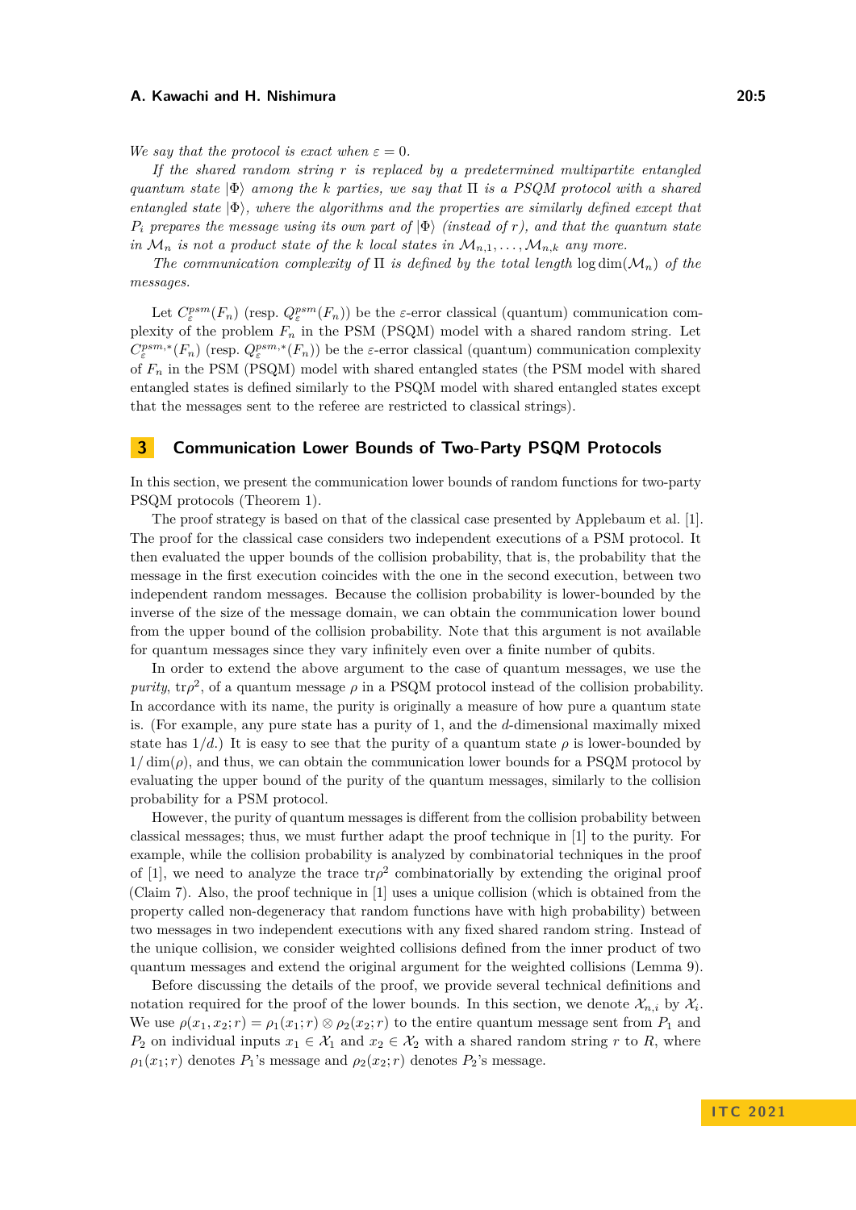*We say that the protocol is exact when $\varepsilon = 0$.*

*If the shared random string $r$ is replaced by a predetermined multipartite entangled quantum state $|\Phi\rangle$ among the $k$ parties, we say that $\Pi$ is a PSQM protocol with a shared entangled state $|\Phi\rangle$, where the algorithms and the properties are similarly defined except that $P_i$ prepares the message using its own part of $|\Phi\rangle$ (instead of $r$), and that the quantum state in $\mathcal{M}_n$ is not a product state of the $k$ local states in $\mathcal{M}_{n,1}, \ldots, \mathcal{M}_{n,k}$ any more.*

*The communication complexity of $\Pi$ is defined by the total length $\log \dim(\mathcal{M}_n)$ of the messages.*

Let $C_\varepsilon^{psm}(F_n)$ (resp. $Q_\varepsilon^{psm}(F_n)$) be the $\varepsilon$-error classical (quantum) communication complexity of the problem $F_n$ in the PSM (PSQM) model with a shared random string. Let $C_\varepsilon^{psm,*}(F_n)$ (resp. $Q_\varepsilon^{psm,*}(F_n)$) be the $\varepsilon$-error classical (quantum) communication complexity of $F_n$ in the PSM (PSQM) model with shared entangled states (the PSM model with shared entangled states is defined similarly to the PSQM model with shared entangled states except that the messages sent to the referee are restricted to classical strings).

## 3 Communication Lower Bounds of Two-Party PSQM Protocols

In this section, we present the communication lower bounds of random functions for two-party PSQM protocols (Theorem 1).

The proof strategy is based on that of the classical case presented by Applebaum et al. [1]. The proof for the classical case considers two independent executions of a PSM protocol. It then evaluated the upper bounds of the collision probability, that is, the probability that the message in the first execution coincides with the one in the second execution, between two independent random messages. Because the collision probability is lower-bounded by the inverse of the size of the message domain, we can obtain the communication lower bound from the upper bound of the collision probability. Note that this argument is not available for quantum messages since they vary infinitely even over a finite number of qubits.

In order to extend the above argument to the case of quantum messages, we use the *purity*, $\mathrm{tr}\rho^2$, of a quantum message $\rho$ in a PSQM protocol instead of the collision probability. In accordance with its name, the purity is originally a measure of how pure a quantum state is. (For example, any pure state has a purity of 1, and the $d$-dimensional maximally mixed state has $1/d$.) It is easy to see that the purity of a quantum state $\rho$ is lower-bounded by $1/\dim(\rho)$, and thus, we can obtain the communication lower bounds for a PSQM protocol by evaluating the upper bound of the purity of the quantum messages, similarly to the collision probability for a PSM protocol.

However, the purity of quantum messages is different from the collision probability between classical messages; thus, we must further adapt the proof technique in [1] to the purity. For example, while the collision probability is analyzed by combinatorial techniques in the proof of [1], we need to analyze the trace $\mathrm{tr}\rho^2$ combinatorially by extending the original proof (Claim 7). Also, the proof technique in [1] uses a unique collision (which is obtained from the property called non-degeneracy that random functions have with high probability) between two messages in two independent executions with any fixed shared random string. Instead of the unique collision, we consider weighted collisions defined from the inner product of two quantum messages and extend the original argument for the weighted collisions (Lemma 9).

Before discussing the details of the proof, we provide several technical definitions and notation required for the proof of the lower bounds. In this section, we denote $\mathcal{X}_{n,i}$ by $\mathcal{X}_i$. We use $\rho(x_1, x_2; r) = \rho_1(x_1; r) \otimes \rho_2(x_2; r)$ to the entire quantum message sent from $P_1$ and $P_2$ on individual inputs $x_1 \in \mathcal{X}_1$ and $x_2 \in \mathcal{X}_2$ with a shared random string $r$ to $R$, where $\rho_1(x_1; r)$ denotes $P_1$'s message and $\rho_2(x_2; r)$ denotes $P_2$'s message.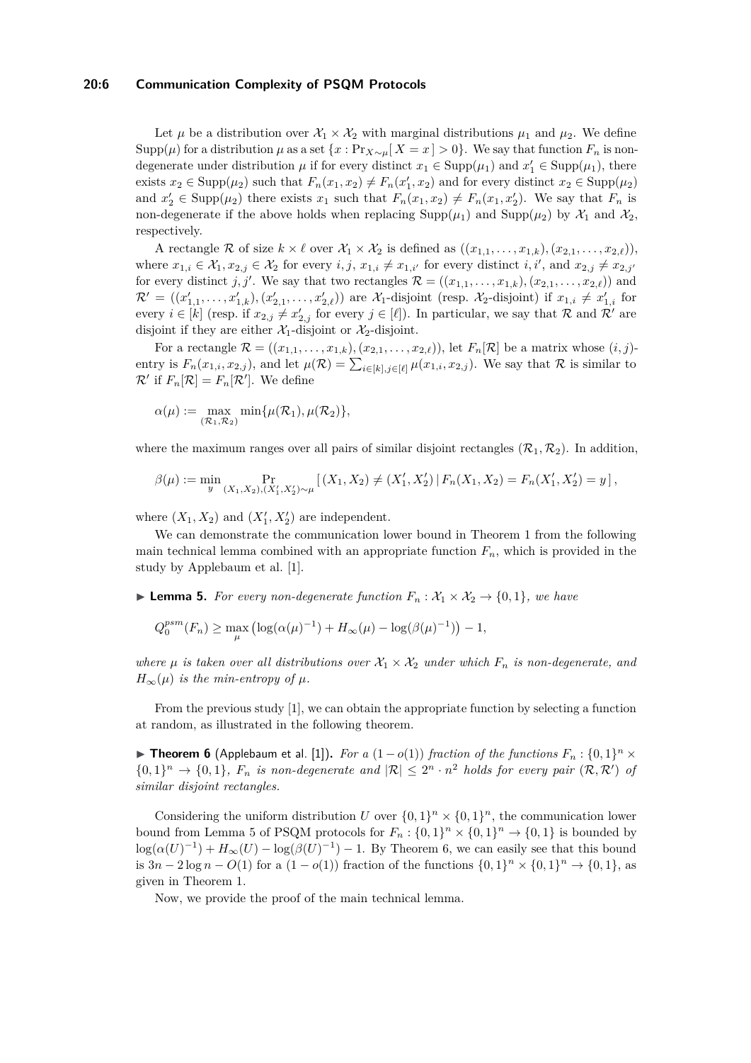Let $\mu$ be a distribution over $\mathcal{X}_1 \times \mathcal{X}_2$ with marginal distributions $\mu_1$ and $\mu_2$. We define $\mathrm{Supp}(\mu)$ for a distribution $\mu$ as a set $\{x : \Pr_{X\sim\mu}[\, X = x\,] > 0\}$. We say that function $F_n$ is non-degenerate under distribution $\mu$ if for every distinct $x_1 \in \mathrm{Supp}(\mu_1)$ and $x_1' \in \mathrm{Supp}(\mu_1)$, there exists $x_2 \in \mathrm{Supp}(\mu_2)$ such that $F_n(x_1, x_2) \neq F_n(x_1', x_2)$ and for every distinct $x_2 \in \mathrm{Supp}(\mu_2)$ and $x_2' \in \mathrm{Supp}(\mu_2)$ there exists $x_1$ such that $F_n(x_1, x_2) \neq F_n(x_1, x_2')$. We say that $F_n$ is non-degenerate if the above holds when replacing $\mathrm{Supp}(\mu_1)$ and $\mathrm{Supp}(\mu_2)$ by $\mathcal{X}_1$ and $\mathcal{X}_2$, respectively.

A rectangle $\mathcal{R}$ of size $k \times \ell$ over $\mathcal{X}_1 \times \mathcal{X}_2$ is defined as $((x_{1,1}, \ldots, x_{1,k}), (x_{2,1}, \ldots, x_{2,\ell}))$, where $x_{1,i} \in \mathcal{X}_1, x_{2,j} \in \mathcal{X}_2$ for every $i, j$, $x_{1,i} \neq x_{1,i'}$ for every distinct $i, i'$, and $x_{2,j} \neq x_{2,j'}$ for every distinct $j, j'$. We say that two rectangles $\mathcal{R} = ((x_{1,1}, \ldots, x_{1,k}), (x_{2,1}, \ldots, x_{2,\ell}))$ and $\mathcal{R}' = ((x'_{1,1}, \ldots, x'_{1,k}), (x'_{2,1}, \ldots, x'_{2,\ell}))$ are $\mathcal{X}_1$-disjoint (resp. $\mathcal{X}_2$-disjoint) if $x_{1,i} \neq x'_{1,i}$ for every $i \in [k]$ (resp. if $x_{2,j} \neq x'_{2,j}$ for every $j \in [\ell]$). In particular, we say that $\mathcal{R}$ and $\mathcal{R}'$ are disjoint if they are either $\mathcal{X}_1$-disjoint or $\mathcal{X}_2$-disjoint.

For a rectangle $\mathcal{R} = ((x_{1,1}, \ldots, x_{1,k}), (x_{2,1}, \ldots, x_{2,\ell}))$, let $F_n[\mathcal{R}]$ be a matrix whose $(i, j)$-entry is $F_n(x_{1,i}, x_{2,j})$, and let $\mu(\mathcal{R}) = \sum_{i\in[k],j\in[\ell]} \mu(x_{1,i}, x_{2,j})$. We say that $\mathcal{R}$ is similar to $\mathcal{R}'$ if $F_n[\mathcal{R}] = F_n[\mathcal{R}']$. We define

$$\alpha(\mu) := \max_{(\mathcal{R}_1,\mathcal{R}_2)} \min\{\mu(\mathcal{R}_1), \mu(\mathcal{R}_2)\},$$

where the maximum ranges over all pairs of similar disjoint rectangles $(\mathcal{R}_1, \mathcal{R}_2)$. In addition,

$$\beta(\mu) := \min_{y} \Pr_{(X_1,X_2),(X_1',X_2')\sim\mu} [\, (X_1, X_2) \neq (X_1', X_2') \,|\, F_n(X_1, X_2) = F_n(X_1', X_2') = y \,],$$

where $(X_1, X_2)$ and $(X_1', X_2')$ are independent.

We can demonstrate the communication lower bound in Theorem 1 from the following main technical lemma combined with an appropriate function $F_n$, which is provided in the study by Applebaum et al. [1].

▶ **Lemma 5.** *For every non-degenerate function $F_n : \mathcal{X}_1 \times \mathcal{X}_2 \to \{0, 1\}$, we have*

$$Q_0^{psm}(F_n) \geq \max_{\mu} \left(\log(\alpha(\mu)^{-1}) + H_\infty(\mu) - \log(\beta(\mu)^{-1})\right) - 1,$$

*where $\mu$ is taken over all distributions over $\mathcal{X}_1 \times \mathcal{X}_2$ under which $F_n$ is non-degenerate, and $H_\infty(\mu)$ is the min-entropy of $\mu$.*

From the previous study [1], we can obtain the appropriate function by selecting a function at random, as illustrated in the following theorem.

▶ **Theorem 6** (Applebaum et al. [1])**.** *For a $(1 - o(1))$ fraction of the functions $F_n : \{0, 1\}^n \times \{0, 1\}^n \to \{0, 1\}$, $F_n$ is non-degenerate and $|\mathcal{R}| \leq 2^n \cdot n^2$ holds for every pair $(\mathcal{R}, \mathcal{R}')$ of similar disjoint rectangles.*

Considering the uniform distribution $U$ over $\{0, 1\}^n \times \{0, 1\}^n$, the communication lower bound from Lemma 5 of PSQM protocols for $F_n : \{0, 1\}^n \times \{0, 1\}^n \to \{0, 1\}$ is bounded by $\log(\alpha(U)^{-1}) + H_\infty(U) - \log(\beta(U)^{-1}) - 1$. By Theorem 6, we can easily see that this bound is $3n - 2 \log n - O(1)$ for a $(1 - o(1))$ fraction of the functions $\{0, 1\}^n \times \{0, 1\}^n \to \{0, 1\}$, as given in Theorem 1.

Now, we provide the proof of the main technical lemma.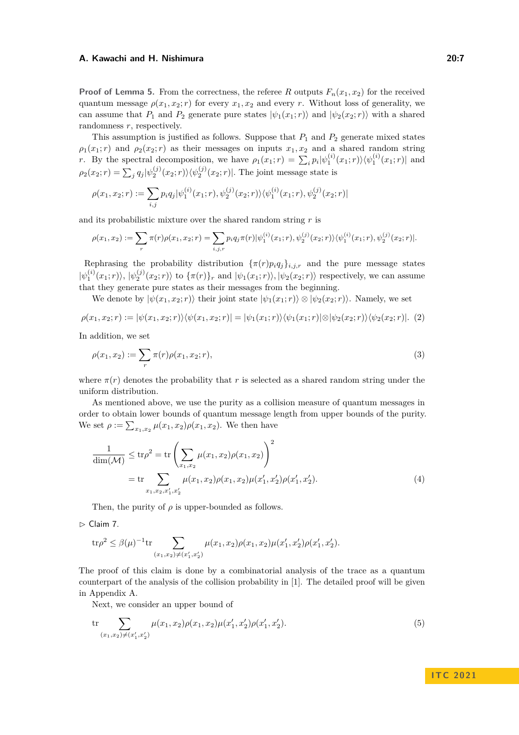**Proof of Lemma 5.** From the correctness, the referee $R$ outputs $F_n(x_1, x_2)$ for the received quantum message $\rho(x_1, x_2; r)$ for every $x_1, x_2$ and every $r$. Without loss of generality, we can assume that $P_1$ and $P_2$ generate pure states $|\psi_1(x_1; r)\rangle$ and $|\psi_2(x_2; r)\rangle$ with a shared randomness $r$, respectively.

This assumption is justified as follows. Suppose that $P_1$ and $P_2$ generate mixed states $\rho_1(x_1; r)$ and $\rho_2(x_2; r)$ as their messages on inputs $x_1, x_2$ and a shared random string $r$. By the spectral decomposition, we have $\rho_1(x_1; r) = \sum_i p_i |\psi_1^{(i)}(x_1; r)\rangle\langle\psi_1^{(i)}(x_1; r)|$ and $\rho_2(x_2; r) = \sum_j q_j |\psi_2^{(j)}(x_2; r)\rangle\langle\psi_2^{(j)}(x_2; r)|$. The joint message state is

$$\rho(x_1, x_2; r) := \sum_{i,j} p_i q_j |\psi_1^{(i)}(x_1; r), \psi_2^{(j)}(x_2; r)\rangle\langle\psi_1^{(i)}(x_1; r), \psi_2^{(j)}(x_2; r)|$$

and its probabilistic mixture over the shared random string $r$ is

$$\rho(x_1, x_2) := \sum_r \pi(r)\rho(x_1, x_2; r) = \sum_{i,j,r} p_i q_j \pi(r) |\psi_1^{(i)}(x_1; r), \psi_2^{(j)}(x_2; r)\rangle\langle\psi_1^{(i)}(x_1; r), \psi_2^{(j)}(x_2; r)|.$$

Rephrasing the probability distribution $\{\pi(r)p_i q_j\}_{i,j,r}$ and the pure message states $|\psi_1^{(i)}(x_1; r)\rangle, |\psi_2^{(j)}(x_2; r)\rangle$ to $\{\pi(r)\}_r$ and $|\psi_1(x_1; r)\rangle, |\psi_2(x_2; r)\rangle$ respectively, we can assume that they generate pure states as their messages from the beginning.

We denote by $|\psi(x_1, x_2; r)\rangle$ their joint state $|\psi_1(x_1; r)\rangle \otimes |\psi_2(x_2; r)\rangle$. Namely, we set

$$\rho(x_1, x_2; r) := |\psi(x_1, x_2; r)\rangle\langle\psi(x_1, x_2; r)| = |\psi_1(x_1; r)\rangle\langle\psi_1(x_1; r)| \otimes |\psi_2(x_2; r)\rangle\langle\psi_2(x_2; r)|. \quad (2)$$

In addition, we set

$$\rho(x_1, x_2) := \sum_r \pi(r)\rho(x_1, x_2; r), \quad (3)$$

where $\pi(r)$ denotes the probability that $r$ is selected as a shared random string under the uniform distribution.

As mentioned above, we use the purity as a collision measure of quantum messages in order to obtain lower bounds of quantum message length from upper bounds of the purity. We set $\rho := \sum_{x_1, x_2} \mu(x_1, x_2)\rho(x_1, x_2)$. We then have

$$\begin{aligned} \frac{1}{\dim(\mathcal{M})} \le \mathrm{tr}\rho^2 &= \mathrm{tr}\left(\sum_{x_1, x_2} \mu(x_1, x_2)\rho(x_1, x_2)\right)^2 \\ &= \mathrm{tr} \sum_{x_1, x_2, x_1', x_2'} \mu(x_1, x_2)\rho(x_1, x_2)\mu(x_1', x_2')\rho(x_1', x_2'). \end{aligned} \quad (4)$$

Then, the purity of $\rho$ is upper-bounded as follows.

▷ Claim 7.

$$\mathrm{tr}\rho^2 \le \beta(\mu)^{-1} \mathrm{tr} \sum_{(x_1, x_2) \ne (x_1', x_2')} \mu(x_1, x_2)\rho(x_1, x_2)\mu(x_1', x_2')\rho(x_1', x_2').$$

The proof of this claim is done by a combinatorial analysis of the trace as a quantum counterpart of the analysis of the collision probability in [1]. The detailed proof will be given in Appendix A.

Next, we consider an upper bound of

$$\mathrm{tr} \sum_{(x_1, x_2) \ne (x_1', x_2')} \mu(x_1, x_2)\rho(x_1, x_2)\mu(x_1', x_2')\rho(x_1', x_2'). \quad (5)$$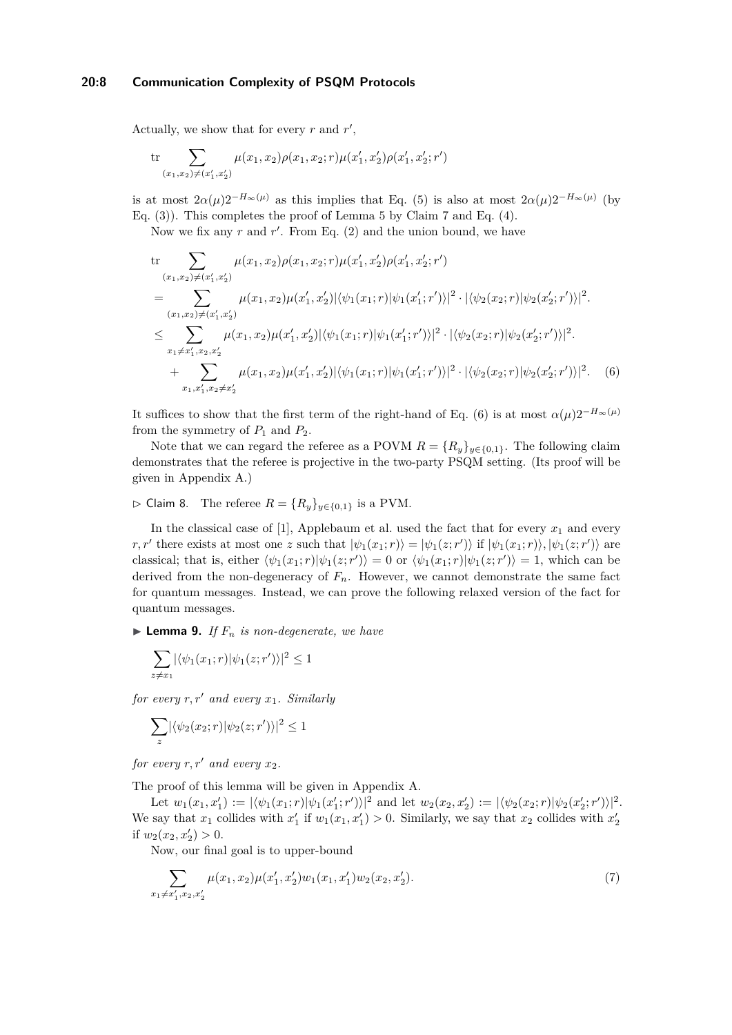Actually, we show that for every $r$ and $r'$,

$$\operatorname{tr} \sum_{(x_1,x_2)\neq(x_1',x_2')} \mu(x_1,x_2)\rho(x_1,x_2;r)\mu(x_1',x_2')\rho(x_1',x_2';r')$$

is at most $2\alpha(\mu)2^{-H_\infty(\mu)}$ as this implies that Eq. (5) is also at most $2\alpha(\mu)2^{-H_\infty(\mu)}$ (by Eq. (3)). This completes the proof of Lemma 5 by Claim 7 and Eq. (4).

Now we fix any $r$ and $r'$. From Eq. (2) and the union bound, we have

$$\begin{aligned}
&\operatorname{tr} \sum_{(x_1,x_2)\neq(x_1',x_2')} \mu(x_1,x_2)\rho(x_1,x_2;r)\mu(x_1',x_2')\rho(x_1',x_2';r') \\
&= \sum_{(x_1,x_2)\neq(x_1',x_2')} \mu(x_1,x_2)\mu(x_1',x_2')|\langle\psi_1(x_1;r)|\psi_1(x_1';r')\rangle|^2 \cdot |\langle\psi_2(x_2;r)|\psi_2(x_2';r')\rangle|^2. \\
&\leq \sum_{x_1\neq x_1',x_2,x_2'} \mu(x_1,x_2)\mu(x_1',x_2')|\langle\psi_1(x_1;r)|\psi_1(x_1';r')\rangle|^2 \cdot |\langle\psi_2(x_2;r)|\psi_2(x_2';r')\rangle|^2. \\
&\quad + \sum_{x_1,x_1',x_2\neq x_2'} \mu(x_1,x_2)\mu(x_1',x_2')|\langle\psi_1(x_1;r)|\psi_1(x_1';r')\rangle|^2 \cdot |\langle\psi_2(x_2;r)|\psi_2(x_2';r')\rangle|^2. \qquad (6)
\end{aligned}$$

It suffices to show that the first term of the right-hand of Eq. (6) is at most $\alpha(\mu)2^{-H_\infty(\mu)}$ from the symmetry of $P_1$ and $P_2$.

Note that we can regard the referee as a POVM $R = \{R_y\}_{y\in\{0,1\}}$. The following claim demonstrates that the referee is projective in the two-party PSQM setting. (Its proof will be given in Appendix A.)

▷ Claim 8. The referee $R = \{R_y\}_{y\in\{0,1\}}$ is a PVM.

In the classical case of [1], Applebaum et al. used the fact that for every $x_1$ and every $r, r'$ there exists at most one $z$ such that $|\psi_1(x_1;r)\rangle = |\psi_1(z;r')\rangle$ if $|\psi_1(x_1;r)\rangle, |\psi_1(z;r')\rangle$ are classical; that is, either $\langle\psi_1(x_1;r)|\psi_1(z;r')\rangle = 0$ or $\langle\psi_1(x_1;r)|\psi_1(z;r')\rangle = 1$, which can be derived from the non-degeneracy of $F_n$. However, we cannot demonstrate the same fact for quantum messages. Instead, we can prove the following relaxed version of the fact for quantum messages.

▶ **Lemma 9.** *If $F_n$ is non-degenerate, we have*

$$\sum_{z\neq x_1} |\langle\psi_1(x_1;r)|\psi_1(z;r')\rangle|^2 \leq 1$$

*for every $r, r'$ and every $x_1$. Similarly*

$$\sum_{z} |\langle\psi_2(x_2;r)|\psi_2(z;r')\rangle|^2 \leq 1$$

*for every $r, r'$ and every $x_2$.*

The proof of this lemma will be given in Appendix A.

Let $w_1(x_1,x_1') := |\langle\psi_1(x_1;r)|\psi_1(x_1';r')\rangle|^2$ and let $w_2(x_2,x_2') := |\langle\psi_2(x_2;r)|\psi_2(x_2';r')\rangle|^2$. We say that $x_1$ collides with $x_1'$ if $w_1(x_1,x_1') > 0$. Similarly, we say that $x_2$ collides with $x_2'$ if $w_2(x_2,x_2') > 0$.

Now, our final goal is to upper-bound

$$\sum_{x_1\neq x_1',x_2,x_2'} \mu(x_1,x_2)\mu(x_1',x_2')w_1(x_1,x_1')w_2(x_2,x_2'). \qquad (7)$$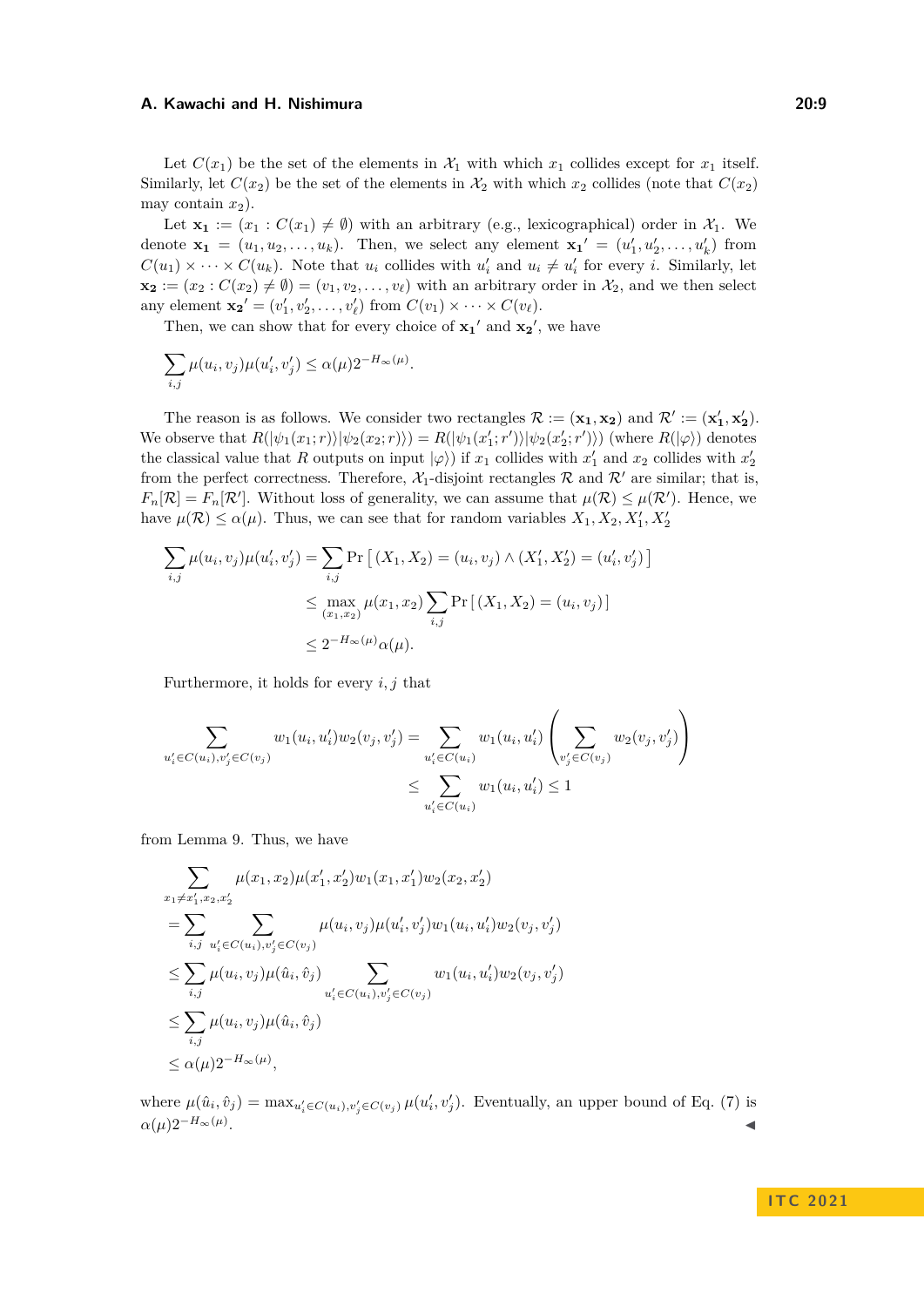Let $C(x_1)$ be the set of the elements in $\mathcal{X}_1$ with which $x_1$ collides except for $x_1$ itself. Similarly, let $C(x_2)$ be the set of the elements in $\mathcal{X}_2$ with which $x_2$ collides (note that $C(x_2)$ may contain $x_2$).

Let $\mathbf{x_1} := (x_1 : C(x_1) \neq \emptyset)$ with an arbitrary (e.g., lexicographical) order in $\mathcal{X}_1$. We denote $\mathbf{x_1} = (u_1, u_2, \ldots, u_k)$. Then, we select any element $\mathbf{x_1}' = (u'_1, u'_2, \ldots, u'_k)$ from $C(u_1) \times \cdots \times C(u_k)$. Note that $u_i$ collides with $u'_i$ and $u_i \neq u'_i$ for every $i$. Similarly, let $\mathbf{x_2} := (x_2 : C(x_2) \neq \emptyset) = (v_1, v_2, \ldots, v_\ell)$ with an arbitrary order in $\mathcal{X}_2$, and we then select any element $\mathbf{x_2}' = (v'_1, v'_2, \ldots, v'_\ell)$ from $C(v_1) \times \cdots \times C(v_\ell)$.

Then, we can show that for every choice of $\mathbf{x_1}'$ and $\mathbf{x_2}'$, we have

$$\sum_{i,j} \mu(u_i, v_j)\mu(u'_i, v'_j) \leq \alpha(\mu) 2^{-H_\infty(\mu)}.$$

The reason is as follows. We consider two rectangles $\mathcal{R} := (\mathbf{x_1}, \mathbf{x_2})$ and $\mathcal{R}' := (\mathbf{x'_1}, \mathbf{x'_2})$. We observe that $R(|\psi_1(x_1; r)\rangle|\psi_2(x_2; r)\rangle) = R(|\psi_1(x'_1; r')\rangle|\psi_2(x'_2; r')\rangle)$ (where $R(|\varphi\rangle)$ denotes the classical value that $R$ outputs on input $|\varphi\rangle$) if $x_1$ collides with $x'_1$ and $x_2$ collides with $x'_2$ from the perfect correctness. Therefore, $\mathcal{X}_1$-disjoint rectangles $\mathcal{R}$ and $\mathcal{R}'$ are similar; that is, $F_n[\mathcal{R}] = F_n[\mathcal{R}']$. Without loss of generality, we can assume that $\mu(\mathcal{R}) \leq \mu(\mathcal{R}')$. Hence, we have $\mu(\mathcal{R}) \leq \alpha(\mu)$. Thus, we can see that for random variables $X_1, X_2, X'_1, X'_2$

$$\begin{aligned}
\sum_{i,j} \mu(u_i, v_j)\mu(u'_i, v'_j) &= \sum_{i,j} \Pr\left[\,(X_1, X_2) = (u_i, v_j) \wedge (X'_1, X'_2) = (u'_i, v'_j)\,\right] \\
&\leq \max_{(x_1, x_2)} \mu(x_1, x_2) \sum_{i,j} \Pr\left[\,(X_1, X_2) = (u_i, v_j)\,\right] \\
&\leq 2^{-H_\infty(\mu)}\alpha(\mu).
\end{aligned}$$

Furthermore, it holds for every $i, j$ that

$$\begin{aligned}
\sum_{u'_i \in C(u_i), v'_j \in C(v_j)} w_1(u_i, u'_i) w_2(v_j, v'_j) &= \sum_{u'_i \in C(u_i)} w_1(u_i, u'_i) \left( \sum_{v'_j \in C(v_j)} w_2(v_j, v'_j) \right) \\
&\leq \sum_{u'_i \in C(u_i)} w_1(u_i, u'_i) \leq 1
\end{aligned}$$

from Lemma 9. Thus, we have

$$\begin{aligned}
&\sum_{x_1 \neq x'_1, x_2, x'_2} \mu(x_1, x_2)\mu(x'_1, x'_2) w_1(x_1, x'_1) w_2(x_2, x'_2) \\
&= \sum_{i,j} \sum_{u'_i \in C(u_i), v'_j \in C(v_j)} \mu(u_i, v_j)\mu(u'_i, v'_j) w_1(u_i, u'_i) w_2(v_j, v'_j) \\
&\leq \sum_{i,j} \mu(u_i, v_j)\mu(\hat{u}_i, \hat{v}_j) \sum_{u'_i \in C(u_i), v'_j \in C(v_j)} w_1(u_i, u'_i) w_2(v_j, v'_j) \\
&\leq \sum_{i,j} \mu(u_i, v_j)\mu(\hat{u}_i, \hat{v}_j) \\
&\leq \alpha(\mu) 2^{-H_\infty(\mu)},
\end{aligned}$$

where $\mu(\hat{u}_i, \hat{v}_j) = \max_{u'_i \in C(u_i), v'_j \in C(v_j)} \mu(u'_i, v'_j)$. Eventually, an upper bound of Eq. (7) is $\alpha(\mu) 2^{-H_\infty(\mu)}$. ◀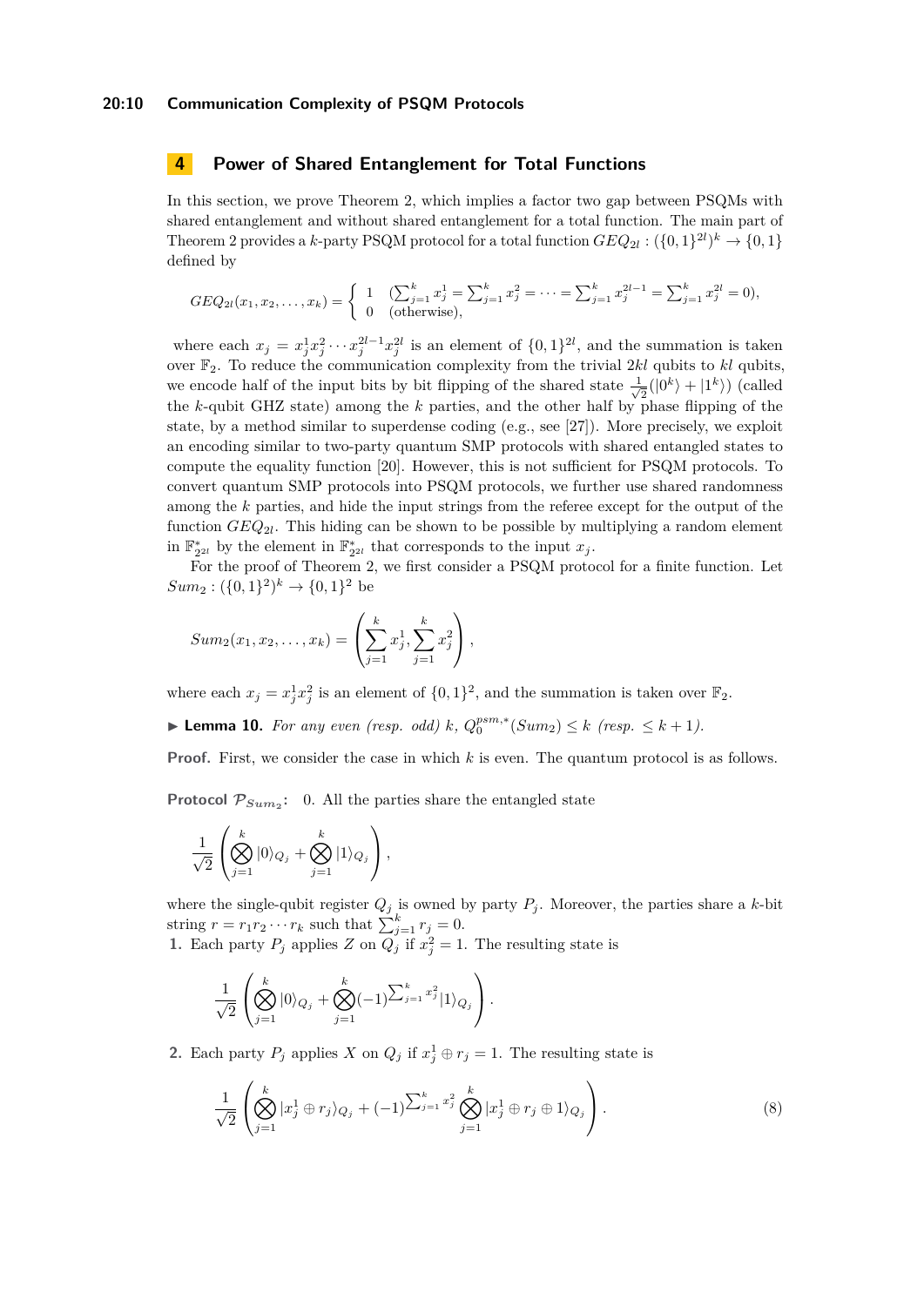## 4 Power of Shared Entanglement for Total Functions

In this section, we prove Theorem 2, which implies a factor two gap between PSQMs with shared entanglement and without shared entanglement for a total function. The main part of Theorem 2 provides a $k$-party PSQM protocol for a total function $GEQ_{2l} : (\{0,1\}^{2l})^k \to \{0,1\}$ defined by

$$GEQ_{2l}(x_1, x_2, \dots, x_k) = \begin{cases} 1 & (\sum_{j=1}^{k} x_j^1 = \sum_{j=1}^{k} x_j^2 = \cdots = \sum_{j=1}^{k} x_j^{2l-1} = \sum_{j=1}^{k} x_j^{2l} = 0), \\ 0 & \text{(otherwise)}, \end{cases}$$

where each $x_j = x_j^1 x_j^2 \cdots x_j^{2l-1} x_j^{2l}$ is an element of $\{0,1\}^{2l}$, and the summation is taken over $\mathbb{F}_2$. To reduce the communication complexity from the trivial $2kl$ qubits to $kl$ qubits, we encode half of the input bits by bit flipping of the shared state $\frac{1}{\sqrt{2}}(|0^k\rangle + |1^k\rangle)$ (called the $k$-qubit GHZ state) among the $k$ parties, and the other half by phase flipping of the state, by a method similar to superdense coding (e.g., see [27]). More precisely, we exploit an encoding similar to two-party quantum SMP protocols with shared entangled states to compute the equality function [20]. However, this is not sufficient for PSQM protocols. To convert quantum SMP protocols into PSQM protocols, we further use shared randomness among the $k$ parties, and hide the input strings from the referee except for the output of the function $GEQ_{2l}$. This hiding can be shown to be possible by multiplying a random element in $\mathbb{F}^*_{2^{2l}}$ by the element in $\mathbb{F}^*_{2^{2l}}$ that corresponds to the input $x_j$.

For the proof of Theorem 2, we first consider a PSQM protocol for a finite function. Let $Sum_2 : (\{0,1\}^2)^k \to \{0,1\}^2$ be

$$Sum_2(x_1, x_2, \dots, x_k) = \left( \sum_{j=1}^{k} x_j^1, \sum_{j=1}^{k} x_j^2 \right),$$

where each $x_j = x_j^1 x_j^2$ is an element of $\{0,1\}^2$, and the summation is taken over $\mathbb{F}_2$.

▶ **Lemma 10.** *For any even (resp. odd) $k$, $Q_0^{psm,*}(Sum_2) \le k$ (resp. $\le k+1$).*

**Proof.** First, we consider the case in which $k$ is even. The quantum protocol is as follows.

**Protocol $\mathcal{P}_{Sum_2}$:** 0. All the parties share the entangled state

$$\frac{1}{\sqrt{2}} \left( \bigotimes_{j=1}^{k} |0\rangle_{Q_j} + \bigotimes_{j=1}^{k} |1\rangle_{Q_j} \right),$$

where the single-qubit register $Q_j$ is owned by party $P_j$. Moreover, the parties share a $k$-bit string $r = r_1 r_2 \cdots r_k$ such that $\sum_{j=1}^{k} r_j = 0$.

1. Each party $P_j$ applies $Z$ on $Q_j$ if $x_j^2 = 1$. The resulting state is

$$\frac{1}{\sqrt{2}} \left( \bigotimes_{j=1}^{k} |0\rangle_{Q_j} + \bigotimes_{j=1}^{k} (-1)^{\sum_{j=1}^{k} x_j^2} |1\rangle_{Q_j} \right).$$

2. Each party $P_j$ applies $X$ on $Q_j$ if $x_j^1 \oplus r_j = 1$. The resulting state is

$$\frac{1}{\sqrt{2}} \left( \bigotimes_{j=1}^{k} |x_j^1 \oplus r_j\rangle_{Q_j} + (-1)^{\sum_{j=1}^{k} x_j^2} \bigotimes_{j=1}^{k} |x_j^1 \oplus r_j \oplus 1\rangle_{Q_j} \right). \tag{8}$$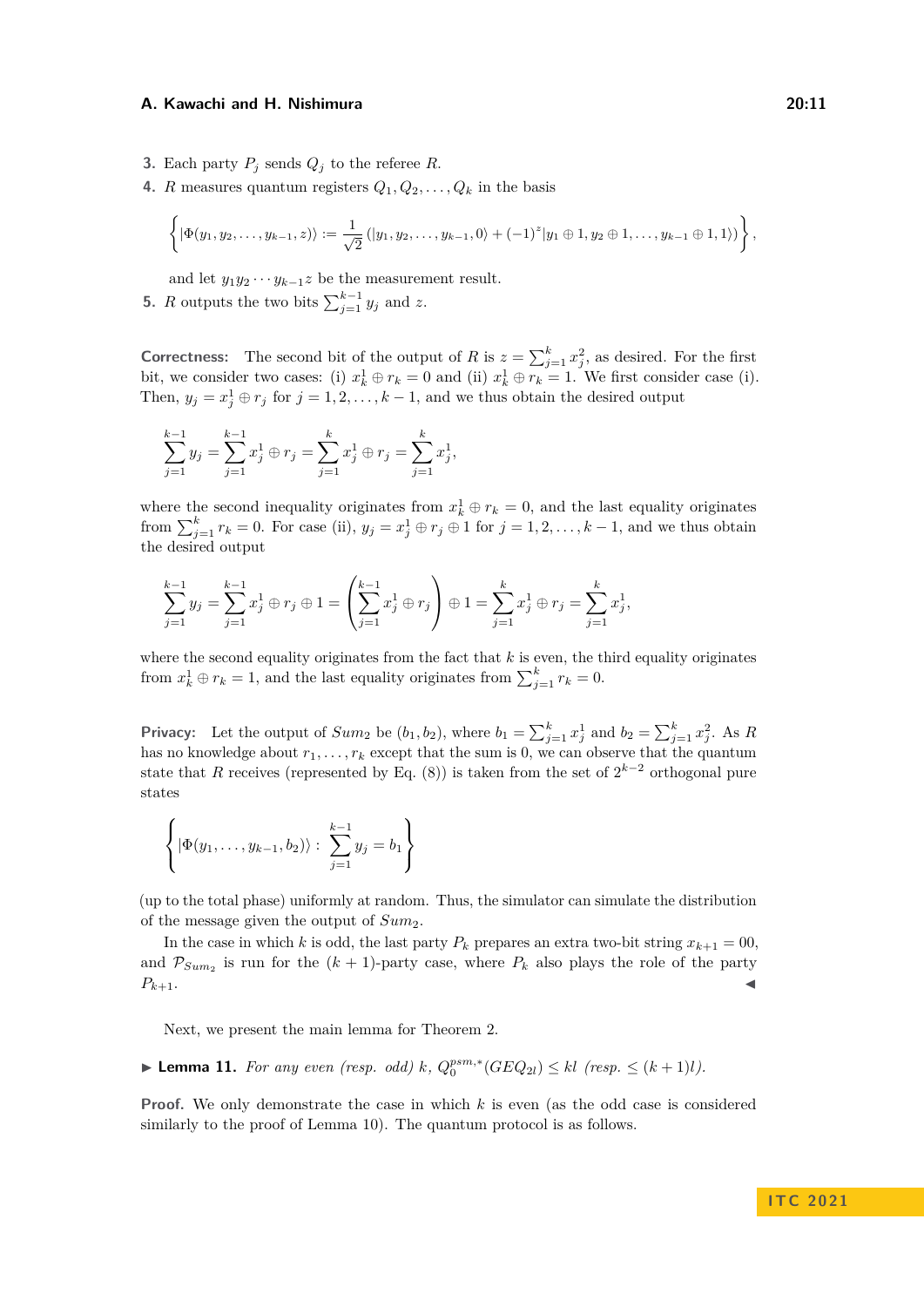3. Each party $P_j$ sends $Q_j$ to the referee $R$.
4. $R$ measures quantum registers $Q_1, Q_2, \ldots, Q_k$ in the basis

$$\left\{ |\Phi(y_1, y_2, \ldots, y_{k-1}, z)\rangle := \frac{1}{\sqrt{2}} \left( |y_1, y_2, \ldots, y_{k-1}, 0\rangle + (-1)^z |y_1 \oplus 1, y_2 \oplus 1, \ldots, y_{k-1} \oplus 1, 1\rangle \right) \right\},$$

   and let $y_1 y_2 \cdots y_{k-1} z$ be the measurement result.
5. $R$ outputs the two bits $\sum_{j=1}^{k-1} y_j$ and $z$.

**Correctness:** The second bit of the output of $R$ is $z = \sum_{j=1}^{k} x_j^2$, as desired. For the first bit, we consider two cases: (i) $x_k^1 \oplus r_k = 0$ and (ii) $x_k^1 \oplus r_k = 1$. We first consider case (i). Then, $y_j = x_j^1 \oplus r_j$ for $j = 1, 2, \ldots, k-1$, and we thus obtain the desired output

$$\sum_{j=1}^{k-1} y_j = \sum_{j=1}^{k-1} x_j^1 \oplus r_j = \sum_{j=1}^{k} x_j^1 \oplus r_j = \sum_{j=1}^{k} x_j^1,$$

where the second inequality originates from $x_k^1 \oplus r_k = 0$, and the last equality originates from $\sum_{j=1}^{k} r_k = 0$. For case (ii), $y_j = x_j^1 \oplus r_j \oplus 1$ for $j = 1, 2, \ldots, k-1$, and we thus obtain the desired output

$$\sum_{j=1}^{k-1} y_j = \sum_{j=1}^{k-1} x_j^1 \oplus r_j \oplus 1 = \left( \sum_{j=1}^{k-1} x_j^1 \oplus r_j \right) \oplus 1 = \sum_{j=1}^{k} x_j^1 \oplus r_j = \sum_{j=1}^{k} x_j^1,$$

where the second equality originates from the fact that $k$ is even, the third equality originates from $x_k^1 \oplus r_k = 1$, and the last equality originates from $\sum_{j=1}^{k} r_k = 0$.

**Privacy:** Let the output of $Sum_2$ be $(b_1, b_2)$, where $b_1 = \sum_{j=1}^{k} x_j^1$ and $b_2 = \sum_{j=1}^{k} x_j^2$. As $R$ has no knowledge about $r_1, \ldots, r_k$ except that the sum is 0, we can observe that the quantum state that $R$ receives (represented by Eq. (8)) is taken from the set of $2^{k-2}$ orthogonal pure states

$$\left\{ |\Phi(y_1, \ldots, y_{k-1}, b_2)\rangle : \sum_{j=1}^{k-1} y_j = b_1 \right\}$$

(up to the total phase) uniformly at random. Thus, the simulator can simulate the distribution of the message given the output of $Sum_2$.

In the case in which $k$ is odd, the last party $P_k$ prepares an extra two-bit string $x_{k+1} = 00$, and $\mathcal{P}_{Sum_2}$ is run for the $(k+1)$-party case, where $P_k$ also plays the role of the party $P_{k+1}$. ◀

Next, we present the main lemma for Theorem 2.

▶ **Lemma 11.** *For any even (resp. odd) $k$, $Q_0^{psm,*}(GEQ_{2l}) \leq kl$ (resp. $\leq (k+1)l$).*

**Proof.** We only demonstrate the case in which $k$ is even (as the odd case is considered similarly to the proof of Lemma 10). The quantum protocol is as follows.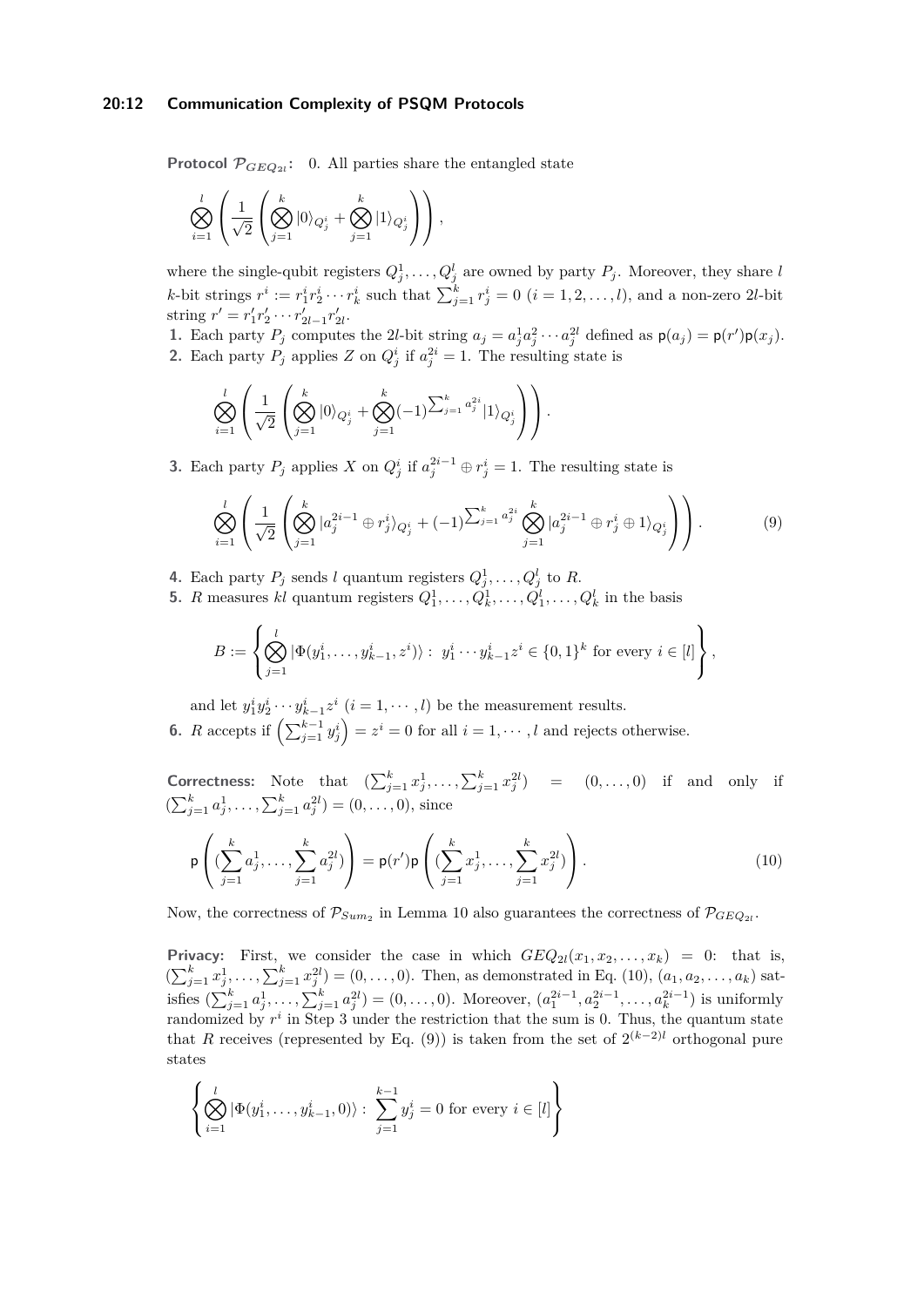**Protocol $\mathcal{P}_{GEQ_{2l}}$:** 0. All parties share the entangled state

$$\bigotimes_{i=1}^{l}\left(\frac{1}{\sqrt{2}}\left(\bigotimes_{j=1}^{k}|0\rangle_{Q_j^i}+\bigotimes_{j=1}^{k}|1\rangle_{Q_j^i}\right)\right),$$

where the single-qubit registers $Q_j^1,\ldots,Q_j^l$ are owned by party $P_j$. Moreover, they share $l$ $k$-bit strings $r^i := r_1^i r_2^i\cdots r_k^i$ such that $\sum_{j=1}^k r_j^i = 0$ $(i=1,2,\ldots,l)$, and a non-zero $2l$-bit string $r' = r_1' r_2' \cdots r_{2l-1}' r_{2l}'$.

1. Each party $P_j$ computes the $2l$-bit string $a_j = a_j^1 a_j^2 \cdots a_j^{2l}$ defined as $\mathsf{p}(a_j) = \mathsf{p}(r')\mathsf{p}(x_j)$.
2. Each party $P_j$ applies $Z$ on $Q_j^i$ if $a_j^{2i} = 1$. The resulting state is

$$\bigotimes_{i=1}^{l}\left(\frac{1}{\sqrt{2}}\left(\bigotimes_{j=1}^{k}|0\rangle_{Q_j^i}+\bigotimes_{j=1}^{k}(-1)^{\sum_{j=1}^k a_j^{2i}}|1\rangle_{Q_j^i}\right)\right).$$

3. Each party $P_j$ applies $X$ on $Q_j^i$ if $a_j^{2i-1}\oplus r_j^i = 1$. The resulting state is

$$\bigotimes_{i=1}^{l}\left(\frac{1}{\sqrt{2}}\left(\bigotimes_{j=1}^{k}|a_j^{2i-1}\oplus r_j^i\rangle_{Q_j^i}+(-1)^{\sum_{j=1}^k a_j^{2i}}\bigotimes_{j=1}^{k}|a_j^{2i-1}\oplus r_j^i\oplus 1\rangle_{Q_j^i}\right)\right). \tag{9}$$

4. Each party $P_j$ sends $l$ quantum registers $Q_j^1,\ldots,Q_j^l$ to $R$.
5. $R$ measures $kl$ quantum registers $Q_1^1,\ldots,Q_k^1,\ldots,Q_1^l,\ldots,Q_k^l$ in the basis

$$B := \left\{\bigotimes_{j=1}^{l}|\Phi(y_1^i,\ldots,y_{k-1}^i,z^i)\rangle :\ y_1^i\cdots y_{k-1}^i z^i\in\{0,1\}^k \text{ for every } i\in[l]\right\},$$

and let $y_1^i y_2^i\cdots y_{k-1}^i z^i$ $(i=1,\cdots,l)$ be the measurement results.

6. $R$ accepts if $\left(\sum_{j=1}^{k-1} y_j^i\right) = z^i = 0$ for all $i=1,\cdots,l$ and rejects otherwise.

**Correctness:** Note that $(\sum_{j=1}^k x_j^1,\ldots,\sum_{j=1}^k x_j^{2l}) = (0,\ldots,0)$ if and only if $(\sum_{j=1}^k a_j^1,\ldots,\sum_{j=1}^k a_j^{2l}) = (0,\ldots,0)$, since

$$\mathsf{p}\left((\sum_{j=1}^k a_j^1,\ldots,\sum_{j=1}^k a_j^{2l})\right) = \mathsf{p}(r')\mathsf{p}\left((\sum_{j=1}^k x_j^1,\ldots,\sum_{j=1}^k x_j^{2l})\right). \tag{10}$$

Now, the correctness of $\mathcal{P}_{Sum_2}$ in Lemma 10 also guarantees the correctness of $\mathcal{P}_{GEQ_{2l}}$.

**Privacy:** First, we consider the case in which $GEQ_{2l}(x_1,x_2,\ldots,x_k) = 0$: that is, $(\sum_{j=1}^k x_j^1,\ldots,\sum_{j=1}^k x_j^{2l}) = (0,\ldots,0)$. Then, as demonstrated in Eq. (10), $(a_1,a_2,\ldots,a_k)$ satisfies $(\sum_{j=1}^k a_j^1,\ldots,\sum_{j=1}^k a_j^{2l}) = (0,\ldots,0)$. Moreover, $(a_1^{2i-1},a_2^{2i-1},\ldots,a_k^{2i-1})$ is uniformly randomized by $r^i$ in Step 3 under the restriction that the sum is 0. Thus, the quantum state that $R$ receives (represented by Eq. (9)) is taken from the set of $2^{(k-2)l}$ orthogonal pure states

$$\left\{\bigotimes_{i=1}^{l}|\Phi(y_1^i,\ldots,y_{k-1}^i,0)\rangle :\ \sum_{j=1}^{k-1} y_j^i = 0 \text{ for every } i\in[l]\right\}$$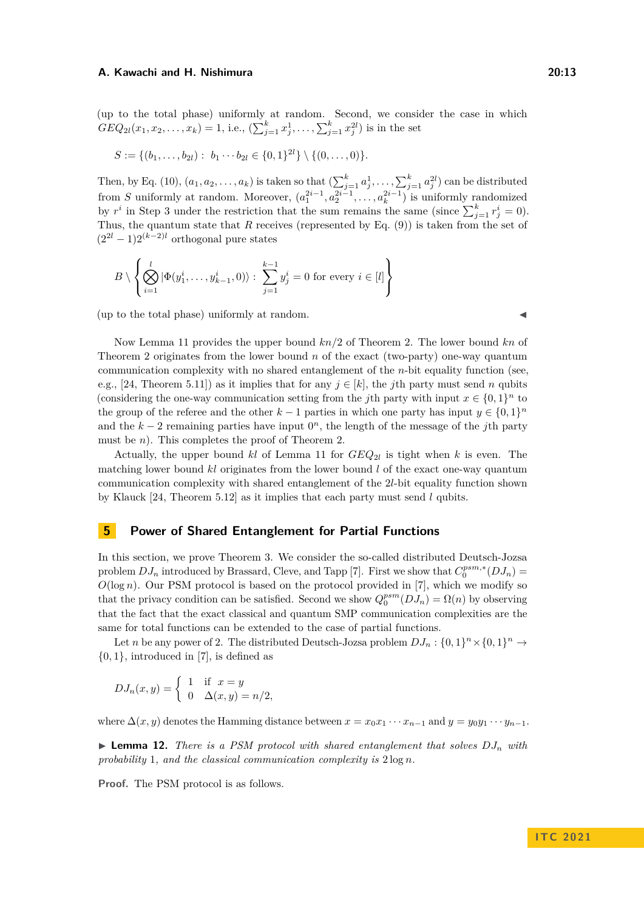(up to the total phase) uniformly at random. Second, we consider the case in which $GEQ_{2l}(x_1, x_2, \ldots, x_k) = 1$, i.e., $(\sum_{j=1}^{k} x_j^1, \ldots, \sum_{j=1}^{k} x_j^{2l})$ is in the set

$$S := \{(b_1, \ldots, b_{2l}) : \ b_1 \cdots b_{2l} \in \{0,1\}^{2l}\} \setminus \{(0, \ldots, 0)\}.$$

Then, by Eq. (10), $(a_1, a_2, \ldots, a_k)$ is taken so that $(\sum_{j=1}^{k} a_j^1, \ldots, \sum_{j=1}^{k} a_j^{2l})$ can be distributed from $S$ uniformly at random. Moreover, $(a_1^{2i-1}, a_2^{2i-1}, \ldots, a_k^{2i-1})$ is uniformly randomized by $r^i$ in Step 3 under the restriction that the sum remains the same (since $\sum_{j=1}^{k} r_j^i = 0$). Thus, the quantum state that $R$ receives (represented by Eq. (9)) is taken from the set of $(2^{2l}-1)2^{(k-2)l}$ orthogonal pure states

$$B \setminus \left\{ \bigotimes_{i=1}^{l} |\Phi(y_1^i, \ldots, y_{k-1}^i, 0)\rangle : \ \sum_{j=1}^{k-1} y_j^i = 0 \text{ for every } i \in [l] \right\}$$

(up to the total phase) uniformly at random. ◀

Now Lemma 11 provides the upper bound $kn/2$ of Theorem 2. The lower bound $kn$ of Theorem 2 originates from the lower bound $n$ of the exact (two-party) one-way quantum communication complexity with no shared entanglement of the $n$-bit equality function (see, e.g., [24, Theorem 5.11]) as it implies that for any $j \in [k]$, the $j$th party must send $n$ qubits (considering the one-way communication setting from the $j$th party with input $x \in \{0,1\}^n$ to the group of the referee and the other $k-1$ parties in which one party has input $y \in \{0,1\}^n$ and the $k-2$ remaining parties have input $0^n$, the length of the message of the $j$th party must be $n$). This completes the proof of Theorem 2.

Actually, the upper bound $kl$ of Lemma 11 for $GEQ_{2l}$ is tight when $k$ is even. The matching lower bound $kl$ originates from the lower bound $l$ of the exact one-way quantum communication complexity with shared entanglement of the $2l$-bit equality function shown by Klauck [24, Theorem 5.12] as it implies that each party must send $l$ qubits.

## 5 Power of Shared Entanglement for Partial Functions

In this section, we prove Theorem 3. We consider the so-called distributed Deutsch-Jozsa problem $DJ_n$ introduced by Brassard, Cleve, and Tapp [7]. First we show that $C_0^{psm,*}(DJ_n) = O(\log n)$. Our PSM protocol is based on the protocol provided in [7], which we modify so that the privacy condition can be satisfied. Second we show $Q_0^{psm}(DJ_n) = \Omega(n)$ by observing that the fact that the exact classical and quantum SMP communication complexities are the same for total functions can be extended to the case of partial functions.

Let $n$ be any power of 2. The distributed Deutsch-Jozsa problem $DJ_n : \{0,1\}^n \times \{0,1\}^n \to \{0,1\}$, introduced in [7], is defined as

$$DJ_n(x, y) = \begin{cases} 1 & \text{if } \ x = y \\ 0 & \Delta(x, y) = n/2, \end{cases}$$

where $\Delta(x, y)$ denotes the Hamming distance between $x = x_0 x_1 \cdots x_{n-1}$ and $y = y_0 y_1 \cdots y_{n-1}$.

▶ **Lemma 12.** *There is a PSM protocol with shared entanglement that solves $DJ_n$ with probability 1, and the classical communication complexity is $2 \log n$.*

**Proof.** The PSM protocol is as follows.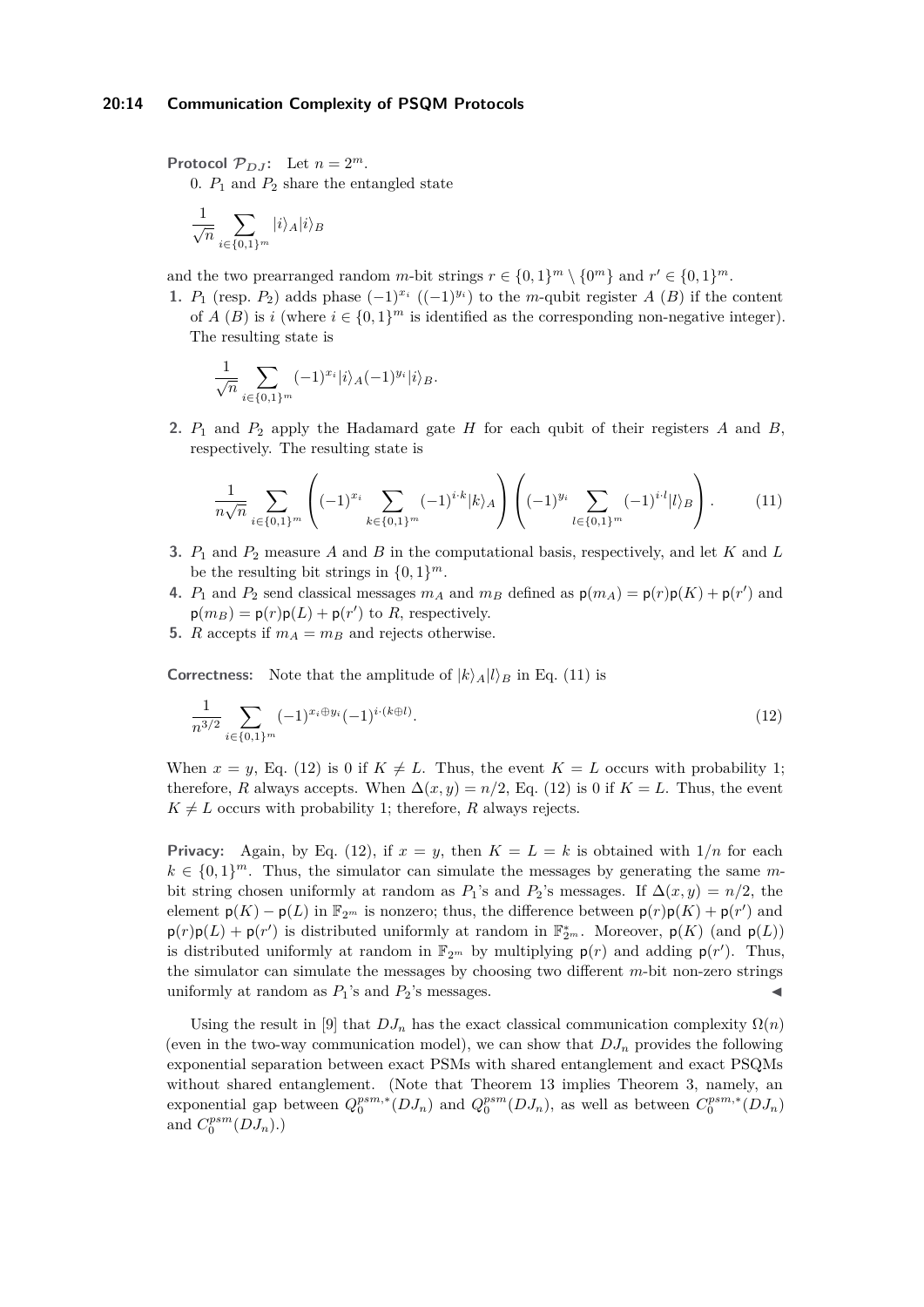**Protocol $\mathcal{P}_{DJ}$:** Let $n = 2^m$.

0. $P_1$ and $P_2$ share the entangled state

$$\frac{1}{\sqrt{n}} \sum_{i \in \{0,1\}^m} |i\rangle_A |i\rangle_B$$

and the two prearranged random $m$-bit strings $r \in \{0,1\}^m \setminus \{0^m\}$ and $r' \in \{0,1\}^m$.

1. $P_1$ (resp. $P_2$) adds phase $(-1)^{x_i}$ ($(-1)^{y_i}$) to the $m$-qubit register $A$ ($B$) if the content of $A$ ($B$) is $i$ (where $i \in \{0,1\}^m$ is identified as the corresponding non-negative integer). The resulting state is

$$\frac{1}{\sqrt{n}} \sum_{i \in \{0,1\}^m} (-1)^{x_i} |i\rangle_A (-1)^{y_i} |i\rangle_B.$$

2. $P_1$ and $P_2$ apply the Hadamard gate $H$ for each qubit of their registers $A$ and $B$, respectively. The resulting state is

$$\frac{1}{n\sqrt{n}} \sum_{i \in \{0,1\}^m} \left( (-1)^{x_i} \sum_{k \in \{0,1\}^m} (-1)^{i \cdot k} |k\rangle_A \right) \left( (-1)^{y_i} \sum_{l \in \{0,1\}^m} (-1)^{i \cdot l} |l\rangle_B \right). \tag{11}$$

3. $P_1$ and $P_2$ measure $A$ and $B$ in the computational basis, respectively, and let $K$ and $L$ be the resulting bit strings in $\{0,1\}^m$.
4. $P_1$ and $P_2$ send classical messages $m_A$ and $m_B$ defined as $\mathsf{p}(m_A) = \mathsf{p}(r)\mathsf{p}(K) + \mathsf{p}(r')$ and $\mathsf{p}(m_B) = \mathsf{p}(r)\mathsf{p}(L) + \mathsf{p}(r')$ to $R$, respectively.
5. $R$ accepts if $m_A = m_B$ and rejects otherwise.

**Correctness:** Note that the amplitude of $|k\rangle_A |l\rangle_B$ in Eq. (11) is

$$\frac{1}{n^{3/2}} \sum_{i \in \{0,1\}^m} (-1)^{x_i \oplus y_i} (-1)^{i \cdot (k \oplus l)}. \tag{12}$$

When $x = y$, Eq. (12) is 0 if $K \neq L$. Thus, the event $K = L$ occurs with probability 1; therefore, $R$ always accepts. When $\Delta(x, y) = n/2$, Eq. (12) is 0 if $K = L$. Thus, the event $K \neq L$ occurs with probability 1; therefore, $R$ always rejects.

**Privacy:** Again, by Eq. (12), if $x = y$, then $K = L = k$ is obtained with $1/n$ for each $k \in \{0,1\}^m$. Thus, the simulator can simulate the messages by generating the same $m$-bit string chosen uniformly at random as $P_1$'s and $P_2$'s messages. If $\Delta(x, y) = n/2$, the element $\mathsf{p}(K) - \mathsf{p}(L)$ in $\mathbb{F}_{2^m}$ is nonzero; thus, the difference between $\mathsf{p}(r)\mathsf{p}(K) + \mathsf{p}(r')$ and $\mathsf{p}(r)\mathsf{p}(L) + \mathsf{p}(r')$ is distributed uniformly at random in $\mathbb{F}^*_{2^m}$. Moreover, $\mathsf{p}(K)$ (and $\mathsf{p}(L)$) is distributed uniformly at random in $\mathbb{F}_{2^m}$ by multiplying $\mathsf{p}(r)$ and adding $\mathsf{p}(r')$. Thus, the simulator can simulate the messages by choosing two different $m$-bit non-zero strings uniformly at random as $P_1$'s and $P_2$'s messages. ◀

Using the result in [9] that $DJ_n$ has the exact classical communication complexity $\Omega(n)$ (even in the two-way communication model), we can show that $DJ_n$ provides the following exponential separation between exact PSMs with shared entanglement and exact PSQMs without shared entanglement. (Note that Theorem 13 implies Theorem 3, namely, an exponential gap between $Q_0^{psm,*}(DJ_n)$ and $Q_0^{psm}(DJ_n)$, as well as between $C_0^{psm,*}(DJ_n)$ and $C_0^{psm}(DJ_n)$.)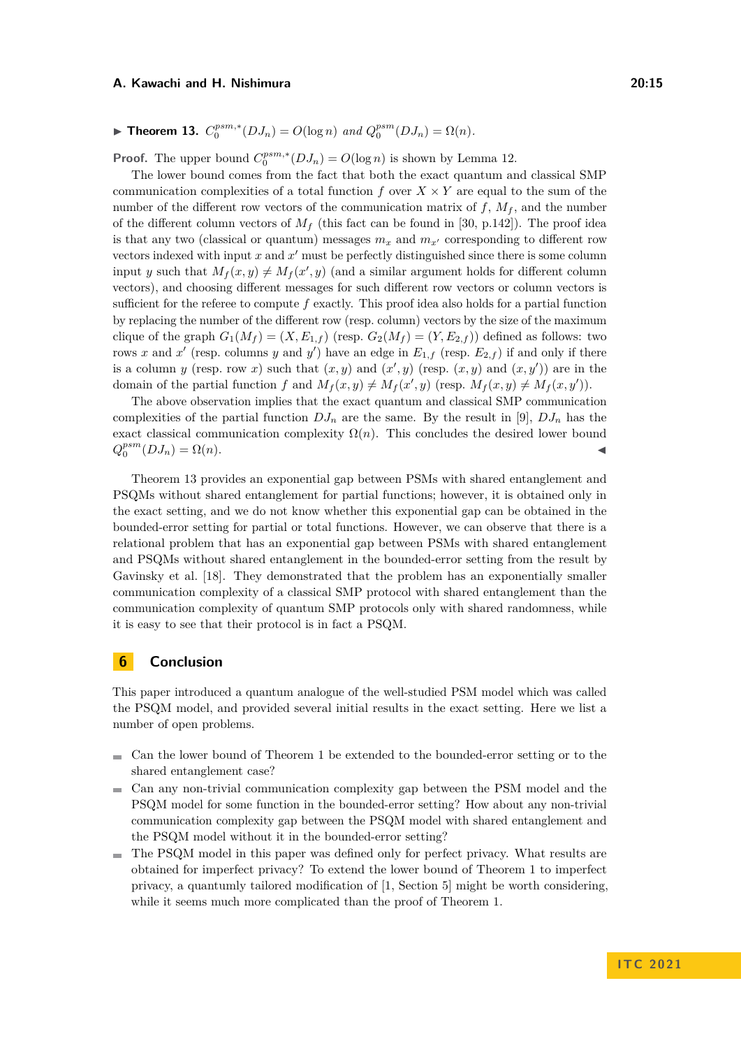▶ **Theorem 13.** $C_0^{psm,*}(DJ_n) = O(\log n)$ *and* $Q_0^{psm}(DJ_n) = \Omega(n)$.

**Proof.** The upper bound $C_0^{psm,*}(DJ_n) = O(\log n)$ is shown by Lemma 12.

The lower bound comes from the fact that both the exact quantum and classical SMP communication complexities of a total function $f$ over $X \times Y$ are equal to the sum of the number of the different row vectors of the communication matrix of $f$, $M_f$, and the number of the different column vectors of $M_f$ (this fact can be found in [30, p.142]). The proof idea is that any two (classical or quantum) messages $m_x$ and $m_{x'}$ corresponding to different row vectors indexed with input $x$ and $x'$ must be perfectly distinguished since there is some column input $y$ such that $M_f(x,y) \neq M_f(x',y)$ (and a similar argument holds for different column vectors), and choosing different messages for such different row vectors or column vectors is sufficient for the referee to compute $f$ exactly. This proof idea also holds for a partial function by replacing the number of the different row (resp. column) vectors by the size of the maximum clique of the graph $G_1(M_f) = (X, E_{1,f})$ (resp. $G_2(M_f) = (Y, E_{2,f})$) defined as follows: two rows $x$ and $x'$ (resp. columns $y$ and $y'$) have an edge in $E_{1,f}$ (resp. $E_{2,f}$) if and only if there is a column $y$ (resp. row $x$) such that $(x,y)$ and $(x',y)$ (resp. $(x,y)$ and $(x,y')$) are in the domain of the partial function $f$ and $M_f(x,y) \neq M_f(x',y)$ (resp. $M_f(x,y) \neq M_f(x,y')$).

The above observation implies that the exact quantum and classical SMP communication complexities of the partial function $DJ_n$ are the same. By the result in [9], $DJ_n$ has the exact classical communication complexity $\Omega(n)$. This concludes the desired lower bound $Q_0^{psm}(DJ_n) = \Omega(n)$. ◀

Theorem 13 provides an exponential gap between PSMs with shared entanglement and PSQMs without shared entanglement for partial functions; however, it is obtained only in the exact setting, and we do not know whether this exponential gap can be obtained in the bounded-error setting for partial or total functions. However, we can observe that there is a relational problem that has an exponential gap between PSMs with shared entanglement and PSQMs without shared entanglement in the bounded-error setting from the result by Gavinsky et al. [18]. They demonstrated that the problem has an exponentially smaller communication complexity of a classical SMP protocol with shared entanglement than the communication complexity of quantum SMP protocols only with shared randomness, while it is easy to see that their protocol is in fact a PSQM.

## 6 Conclusion

This paper introduced a quantum analogue of the well-studied PSM model which was called the PSQM model, and provided several initial results in the exact setting. Here we list a number of open problems.

- Can the lower bound of Theorem 1 be extended to the bounded-error setting or to the shared entanglement case?
- Can any non-trivial communication complexity gap between the PSM model and the PSQM model for some function in the bounded-error setting? How about any non-trivial communication complexity gap between the PSQM model with shared entanglement and the PSQM model without it in the bounded-error setting?
- The PSQM model in this paper was defined only for perfect privacy. What results are obtained for imperfect privacy? To extend the lower bound of Theorem 1 to imperfect privacy, a quantumly tailored modification of [1, Section 5] might be worth considering, while it seems much more complicated than the proof of Theorem 1.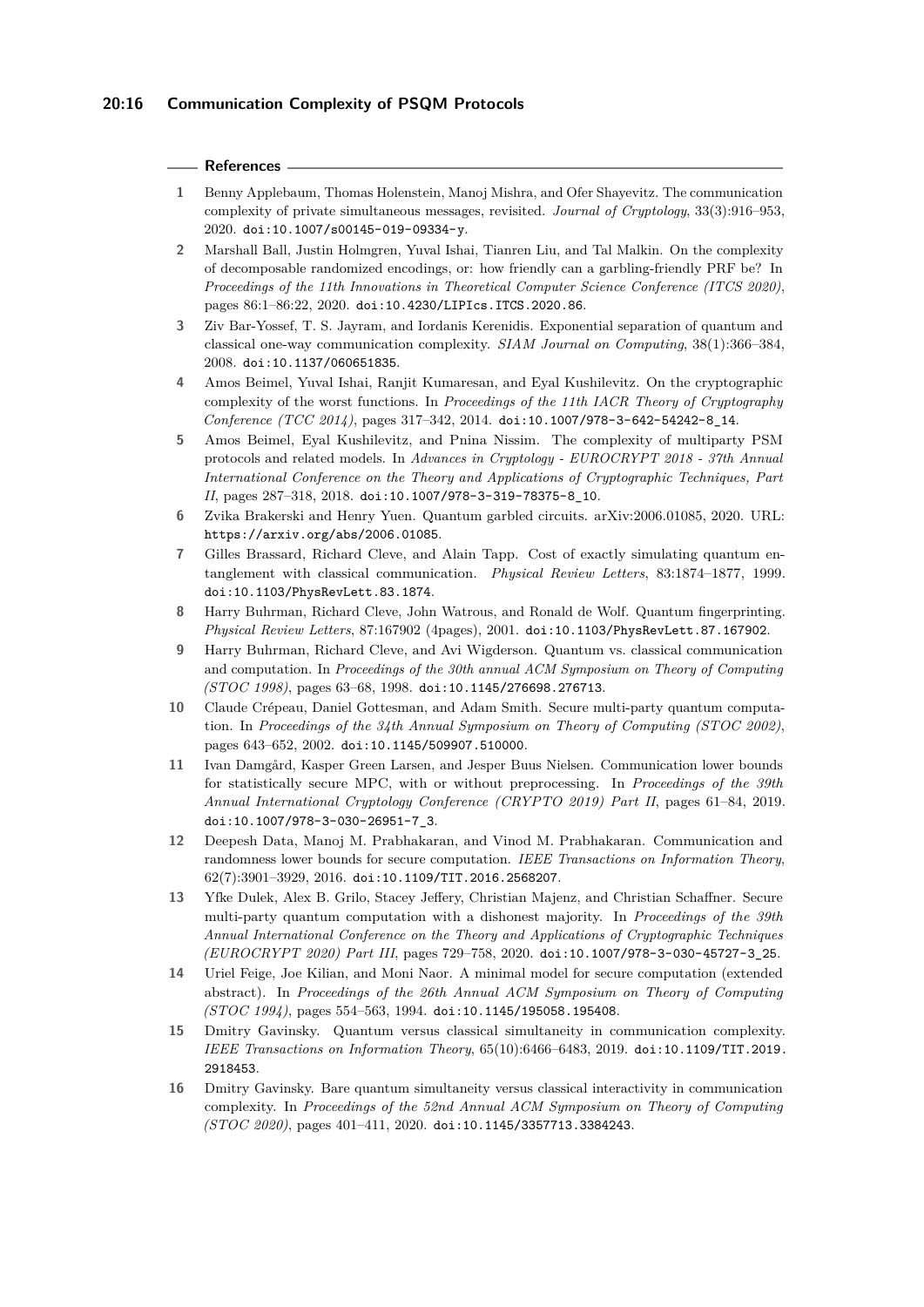## References

1. Benny Applebaum, Thomas Holenstein, Manoj Mishra, and Ofer Shayevitz. The communication complexity of private simultaneous messages, revisited. *Journal of Cryptology*, 33(3):916–953, 2020. doi:10.1007/s00145-019-09334-y.
2. Marshall Ball, Justin Holmgren, Yuval Ishai, Tianren Liu, and Tal Malkin. On the complexity of decomposable randomized encodings, or: how friendly can a garbling-friendly PRF be? In *Proceedings of the 11th Innovations in Theoretical Computer Science Conference (ITCS 2020)*, pages 86:1–86:22, 2020. doi:10.4230/LIPIcs.ITCS.2020.86.
3. Ziv Bar-Yossef, T. S. Jayram, and Iordanis Kerenidis. Exponential separation of quantum and classical one-way communication complexity. *SIAM Journal on Computing*, 38(1):366–384, 2008. doi:10.1137/060651835.
4. Amos Beimel, Yuval Ishai, Ranjit Kumaresan, and Eyal Kushilevitz. On the cryptographic complexity of the worst functions. In *Proceedings of the 11th IACR Theory of Cryptography Conference (TCC 2014)*, pages 317–342, 2014. doi:10.1007/978-3-642-54242-8_14.
5. Amos Beimel, Eyal Kushilevitz, and Pnina Nissim. The complexity of multiparty PSM protocols and related models. In *Advances in Cryptology - EUROCRYPT 2018 - 37th Annual International Conference on the Theory and Applications of Cryptographic Techniques, Part II*, pages 287–318, 2018. doi:10.1007/978-3-319-78375-8_10.
6. Zvika Brakerski and Henry Yuen. Quantum garbled circuits. arXiv:2006.01085, 2020. URL: https://arxiv.org/abs/2006.01085.
7. Gilles Brassard, Richard Cleve, and Alain Tapp. Cost of exactly simulating quantum entanglement with classical communication. *Physical Review Letters*, 83:1874–1877, 1999. doi:10.1103/PhysRevLett.83.1874.
8. Harry Buhrman, Richard Cleve, John Watrous, and Ronald de Wolf. Quantum fingerprinting. *Physical Review Letters*, 87:167902 (4pages), 2001. doi:10.1103/PhysRevLett.87.167902.
9. Harry Buhrman, Richard Cleve, and Avi Wigderson. Quantum vs. classical communication and computation. In *Proceedings of the 30th annual ACM Symposium on Theory of Computing (STOC 1998)*, pages 63–68, 1998. doi:10.1145/276698.276713.
10. Claude Crépeau, Daniel Gottesman, and Adam Smith. Secure multi-party quantum computation. In *Proceedings of the 34th Annual Symposium on Theory of Computing (STOC 2002)*, pages 643–652, 2002. doi:10.1145/509907.510000.
11. Ivan Damgård, Kasper Green Larsen, and Jesper Buus Nielsen. Communication lower bounds for statistically secure MPC, with or without preprocessing. In *Proceedings of the 39th Annual International Cryptology Conference (CRYPTO 2019) Part II*, pages 61–84, 2019. doi:10.1007/978-3-030-26951-7_3.
12. Deepesh Data, Manoj M. Prabhakaran, and Vinod M. Prabhakaran. Communication and randomness lower bounds for secure computation. *IEEE Transactions on Information Theory*, 62(7):3901–3929, 2016. doi:10.1109/TIT.2016.2568207.
13. Yfke Dulek, Alex B. Grilo, Stacey Jeffery, Christian Majenz, and Christian Schaffner. Secure multi-party quantum computation with a dishonest majority. In *Proceedings of the 39th Annual International Conference on the Theory and Applications of Cryptographic Techniques (EUROCRYPT 2020) Part III*, pages 729–758, 2020. doi:10.1007/978-3-030-45727-3_25.
14. Uriel Feige, Joe Kilian, and Moni Naor. A minimal model for secure computation (extended abstract). In *Proceedings of the 26th Annual ACM Symposium on Theory of Computing (STOC 1994)*, pages 554–563, 1994. doi:10.1145/195058.195408.
15. Dmitry Gavinsky. Quantum versus classical simultaneity in communication complexity. *IEEE Transactions on Information Theory*, 65(10):6466–6483, 2019. doi:10.1109/TIT.2019.2918453.
16. Dmitry Gavinsky. Bare quantum simultaneity versus classical interactivity in communication complexity. In *Proceedings of the 52nd Annual ACM Symposium on Theory of Computing (STOC 2020)*, pages 401–411, 2020. doi:10.1145/3357713.3384243.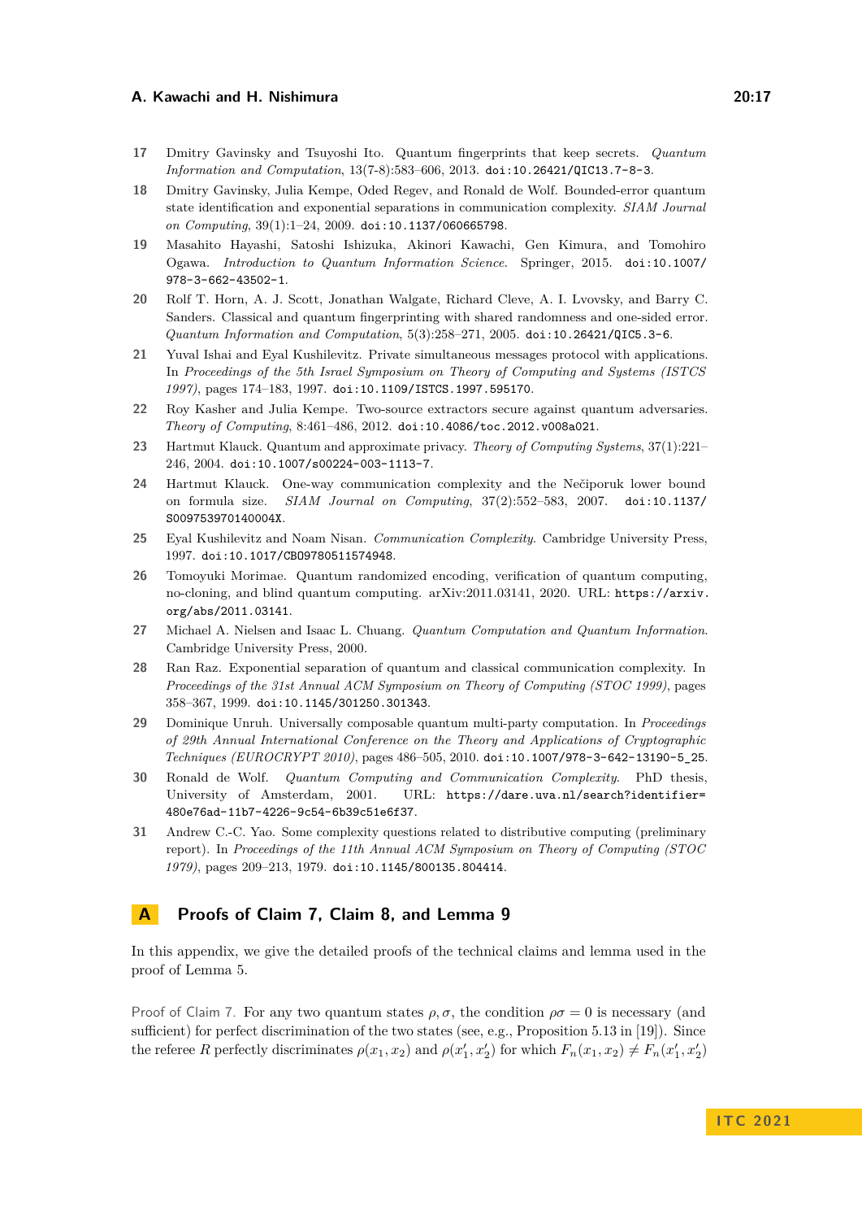17 Dmitry Gavinsky and Tsuyoshi Ito. Quantum fingerprints that keep secrets. *Quantum Information and Computation*, 13(7-8):583–606, 2013. doi:10.26421/QIC13.7-8-3.

18 Dmitry Gavinsky, Julia Kempe, Oded Regev, and Ronald de Wolf. Bounded-error quantum state identification and exponential separations in communication complexity. *SIAM Journal on Computing*, 39(1):1–24, 2009. doi:10.1137/060665798.

19 Masahito Hayashi, Satoshi Ishizuka, Akinori Kawachi, Gen Kimura, and Tomohiro Ogawa. *Introduction to Quantum Information Science*. Springer, 2015. doi:10.1007/978-3-662-43502-1.

20 Rolf T. Horn, A. J. Scott, Jonathan Walgate, Richard Cleve, A. I. Lvovsky, and Barry C. Sanders. Classical and quantum fingerprinting with shared randomness and one-sided error. *Quantum Information and Computation*, 5(3):258–271, 2005. doi:10.26421/QIC5.3-6.

21 Yuval Ishai and Eyal Kushilevitz. Private simultaneous messages protocol with applications. In *Proceedings of the 5th Israel Symposium on Theory of Computing and Systems (ISTCS 1997)*, pages 174–183, 1997. doi:10.1109/ISTCS.1997.595170.

22 Roy Kasher and Julia Kempe. Two-source extractors secure against quantum adversaries. *Theory of Computing*, 8:461–486, 2012. doi:10.4086/toc.2012.v008a021.

23 Hartmut Klauck. Quantum and approximate privacy. *Theory of Computing Systems*, 37(1):221–246, 2004. doi:10.1007/s00224-003-1113-7.

24 Hartmut Klauck. One-way communication complexity and the Nečiporuk lower bound on formula size. *SIAM Journal on Computing*, 37(2):552–583, 2007. doi:10.1137/S009753970140004X.

25 Eyal Kushilevitz and Noam Nisan. *Communication Complexity*. Cambridge University Press, 1997. doi:10.1017/CBO9780511574948.

26 Tomoyuki Morimae. Quantum randomized encoding, verification of quantum computing, no-cloning, and blind quantum computing. arXiv:2011.03141, 2020. URL: https://arxiv.org/abs/2011.03141.

27 Michael A. Nielsen and Isaac L. Chuang. *Quantum Computation and Quantum Information*. Cambridge University Press, 2000.

28 Ran Raz. Exponential separation of quantum and classical communication complexity. In *Proceedings of the 31st Annual ACM Symposium on Theory of Computing (STOC 1999)*, pages 358–367, 1999. doi:10.1145/301250.301343.

29 Dominique Unruh. Universally composable quantum multi-party computation. In *Proceedings of 29th Annual International Conference on the Theory and Applications of Cryptographic Techniques (EUROCRYPT 2010)*, pages 486–505, 2010. doi:10.1007/978-3-642-13190-5_25.

30 Ronald de Wolf. *Quantum Computing and Communication Complexity*. PhD thesis, University of Amsterdam, 2001. URL: https://dare.uva.nl/search?identifier=480e76ad-11b7-4226-9c54-6b39c51e6f37.

31 Andrew C.-C. Yao. Some complexity questions related to distributive computing (preliminary report). In *Proceedings of the 11th Annual ACM Symposium on Theory of Computing (STOC 1979)*, pages 209–213, 1979. doi:10.1145/800135.804414.

# A Proofs of Claim 7, Claim 8, and Lemma 9

In this appendix, we give the detailed proofs of the technical claims and lemma used in the proof of Lemma 5.

Proof of Claim 7. For any two quantum states $\rho, \sigma$, the condition $\rho\sigma = 0$ is necessary (and sufficient) for perfect discrimination of the two states (see, e.g., Proposition 5.13 in [19]). Since the referee $R$ perfectly discriminates $\rho(x_1, x_2)$ and $\rho(x_1', x_2')$ for which $F_n(x_1, x_2) \neq F_n(x_1', x_2')$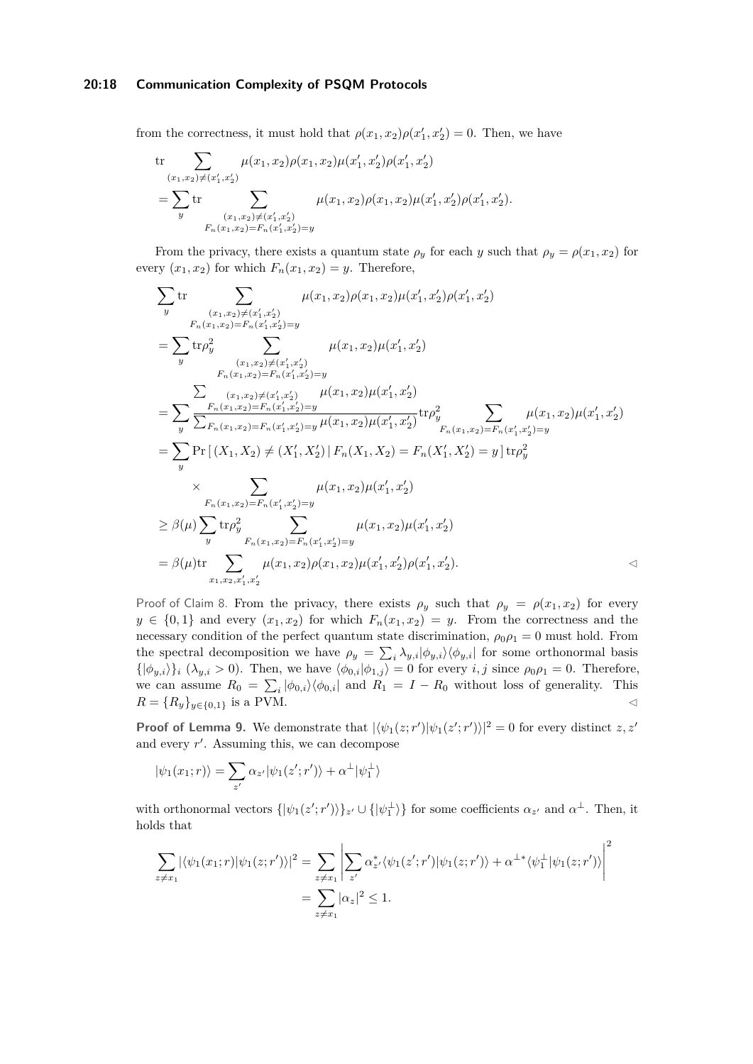from the correctness, it must hold that $\rho(x_1,x_2)\rho(x_1',x_2')=0$. Then, we have

$$
\begin{aligned}
&\mathrm{tr}\sum_{(x_1,x_2)\neq(x_1',x_2')}\mu(x_1,x_2)\rho(x_1,x_2)\mu(x_1',x_2')\rho(x_1',x_2')\\
&=\sum_y \mathrm{tr}\sum_{\substack{(x_1,x_2)\neq(x_1',x_2')\\ F_n(x_1,x_2)=F_n(x_1',x_2')=y}}\mu(x_1,x_2)\rho(x_1,x_2)\mu(x_1',x_2')\rho(x_1',x_2').
\end{aligned}
$$

From the privacy, there exists a quantum state $\rho_y$ for each $y$ such that $\rho_y=\rho(x_1,x_2)$ for every $(x_1,x_2)$ for which $F_n(x_1,x_2)=y$. Therefore,

$$
\begin{aligned}
&\sum_y \mathrm{tr}\sum_{\substack{(x_1,x_2)\neq(x_1',x_2')\\ F_n(x_1,x_2)=F_n(x_1',x_2')=y}}\mu(x_1,x_2)\rho(x_1,x_2)\mu(x_1',x_2')\rho(x_1',x_2')\\
&=\sum_y \mathrm{tr}\rho_y^2\sum_{\substack{(x_1,x_2)\neq(x_1',x_2')\\ F_n(x_1,x_2)=F_n(x_1',x_2')=y}}\mu(x_1,x_2)\mu(x_1',x_2')\\
&=\sum_y \frac{\sum_{\substack{(x_1,x_2)\neq(x_1',x_2')\\ F_n(x_1,x_2)=F_n(x_1',x_2')=y}}\mu(x_1,x_2)\mu(x_1',x_2')}{\sum_{F_n(x_1,x_2)=F_n(x_1',x_2')=y}\mu(x_1,x_2)\mu(x_1',x_2')}\mathrm{tr}\rho_y^2\sum_{F_n(x_1,x_2)=F_n(x_1',x_2')=y}\mu(x_1,x_2)\mu(x_1',x_2')\\
&=\sum_y \Pr\left[\,(X_1,X_2)\neq(X_1',X_2')\,|\,F_n(X_1,X_2)=F_n(X_1',X_2')=y\,\right]\mathrm{tr}\rho_y^2\\
&\qquad\times\sum_{F_n(x_1,x_2)=F_n(x_1',x_2')=y}\mu(x_1,x_2)\mu(x_1',x_2')\\
&\geq\beta(\mu)\sum_y\mathrm{tr}\rho_y^2\sum_{F_n(x_1,x_2)=F_n(x_1',x_2')=y}\mu(x_1,x_2)\mu(x_1',x_2')\\
&=\beta(\mu)\mathrm{tr}\sum_{x_1,x_2,x_1',x_2'}\mu(x_1,x_2)\rho(x_1,x_2)\mu(x_1',x_2')\rho(x_1',x_2').
\end{aligned}
$$

◁

Proof of Claim 8. From the privacy, there exists $\rho_y$ such that $\rho_y=\rho(x_1,x_2)$ for every $y\in\{0,1\}$ and every $(x_1,x_2)$ for which $F_n(x_1,x_2)=y$. From the correctness and the necessary condition of the perfect quantum state discrimination, $\rho_0\rho_1=0$ must hold. From the spectral decomposition we have $\rho_y=\sum_i\lambda_{y,i}|\phi_{y,i}\rangle\langle\phi_{y,i}|$ for some orthonormal basis $\{|\phi_{y,i}\rangle\}_i$ ($\lambda_{y,i}>0$). Then, we have $\langle\phi_{0,i}|\phi_{1,j}\rangle=0$ for every $i,j$ since $\rho_0\rho_1=0$. Therefore, we can assume $R_0=\sum_i|\phi_{0,i}\rangle\langle\phi_{0,i}|$ and $R_1=I-R_0$ without loss of generality. This $R=\{R_y\}_{y\in\{0,1\}}$ is a PVM. ◁

**Proof of Lemma 9.** We demonstrate that $|\langle\psi_1(z;r')|\psi_1(z';r')\rangle|^2=0$ for every distinct $z,z'$ and every $r'$. Assuming this, we can decompose

$$
|\psi_1(x_1;r)\rangle=\sum_{z'}\alpha_{z'}|\psi_1(z';r')\rangle+\alpha^{\perp}|\psi_1^{\perp}\rangle
$$

with orthonormal vectors $\{|\psi_1(z';r')\rangle\}_{z'}\cup\{|\psi_1^{\perp}\rangle\}$ for some coefficients $\alpha_{z'}$ and $\alpha^{\perp}$. Then, it holds that

$$
\begin{aligned}
\sum_{z\neq x_1}|\langle\psi_1(x_1;r)|\psi_1(z;r')\rangle|^2&=\sum_{z\neq x_1}\left|\sum_{z'}\alpha_{z'}^*\langle\psi_1(z';r')|\psi_1(z;r')\rangle+\alpha^{\perp *}\langle\psi_1^{\perp}|\psi_1(z;r')\rangle\right|^2\\
&=\sum_{z\neq x_1}|\alpha_z|^2\leq 1.
\end{aligned}
$$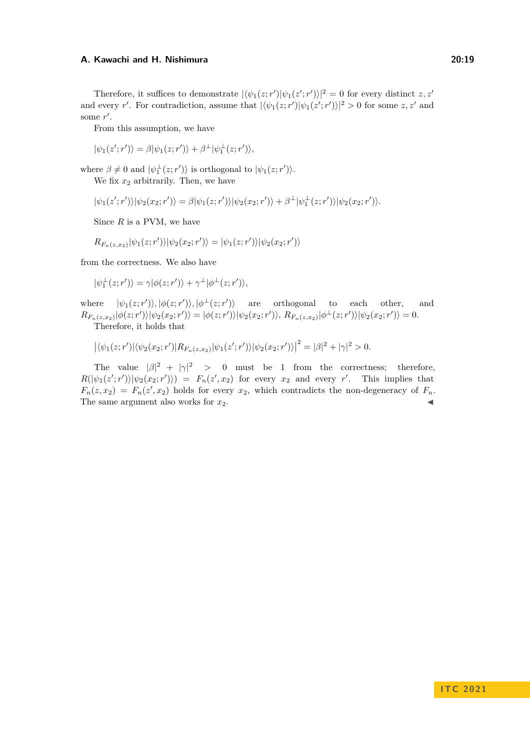Therefore, it suffices to demonstrate $|\langle\psi_1(z;r')|\psi_1(z';r')\rangle|^2 = 0$ for every distinct $z, z'$ and every $r'$. For contradiction, assume that $|\langle\psi_1(z;r')|\psi_1(z';r')\rangle|^2 > 0$ for some $z, z'$ and some $r'$.

From this assumption, we have

$$|\psi_1(z';r')\rangle = \beta|\psi_1(z;r')\rangle + \beta^{\perp}|\psi_1^{\perp}(z;r')\rangle,$$

where $\beta \neq 0$ and $|\psi_1^{\perp}(z;r')\rangle$ is orthogonal to $|\psi_1(z;r')\rangle$.

We fix $x_2$ arbitrarily. Then, we have

$$|\psi_1(z';r')\rangle|\psi_2(x_2;r')\rangle = \beta|\psi_1(z;r')\rangle|\psi_2(x_2;r')\rangle + \beta^{\perp}|\psi_1^{\perp}(z;r')\rangle|\psi_2(x_2;r')\rangle.$$

Since $R$ is a PVM, we have

$$R_{F_n(z,x_2)}|\psi_1(z;r')\rangle|\psi_2(x_2;r')\rangle = |\psi_1(z;r')\rangle|\psi_2(x_2;r')\rangle$$

from the correctness. We also have

$$|\psi_1^{\perp}(z;r')\rangle = \gamma|\phi(z;r')\rangle + \gamma^{\perp}|\phi^{\perp}(z;r')\rangle,$$

where $|\psi_1(z;r')\rangle, |\phi(z;r')\rangle, |\phi^{\perp}(z;r')\rangle$ are orthogonal to each other, and $R_{F_n(z,x_2)}|\phi(z;r')\rangle|\psi_2(x_2;r')\rangle = |\phi(z;r')\rangle|\psi_2(x_2;r')\rangle$, $R_{F_n(z,x_2)}|\phi^{\perp}(z;r')\rangle|\psi_2(x_2;r')\rangle = 0$.

Therefore, it holds that

$$\left|\langle\psi_1(z;r')|\langle\psi_2(x_2;r')|R_{F_n(z,x_2)}|\psi_1(z';r')\rangle|\psi_2(x_2;r')\rangle\right|^2 = |\beta|^2 + |\gamma|^2 > 0.$$

The value $|\beta|^2 + |\gamma|^2 > 0$ must be 1 from the correctness; therefore, $R(|\psi_1(z';r')\rangle|\psi_2(x_2;r')\rangle) = F_n(z',x_2)$ for every $x_2$ and every $r'$. This implies that $F_n(z,x_2) = F_n(z',x_2)$ holds for every $x_2$, which contradicts the non-degeneracy of $F_n$. The same argument also works for $x_2$. ◀